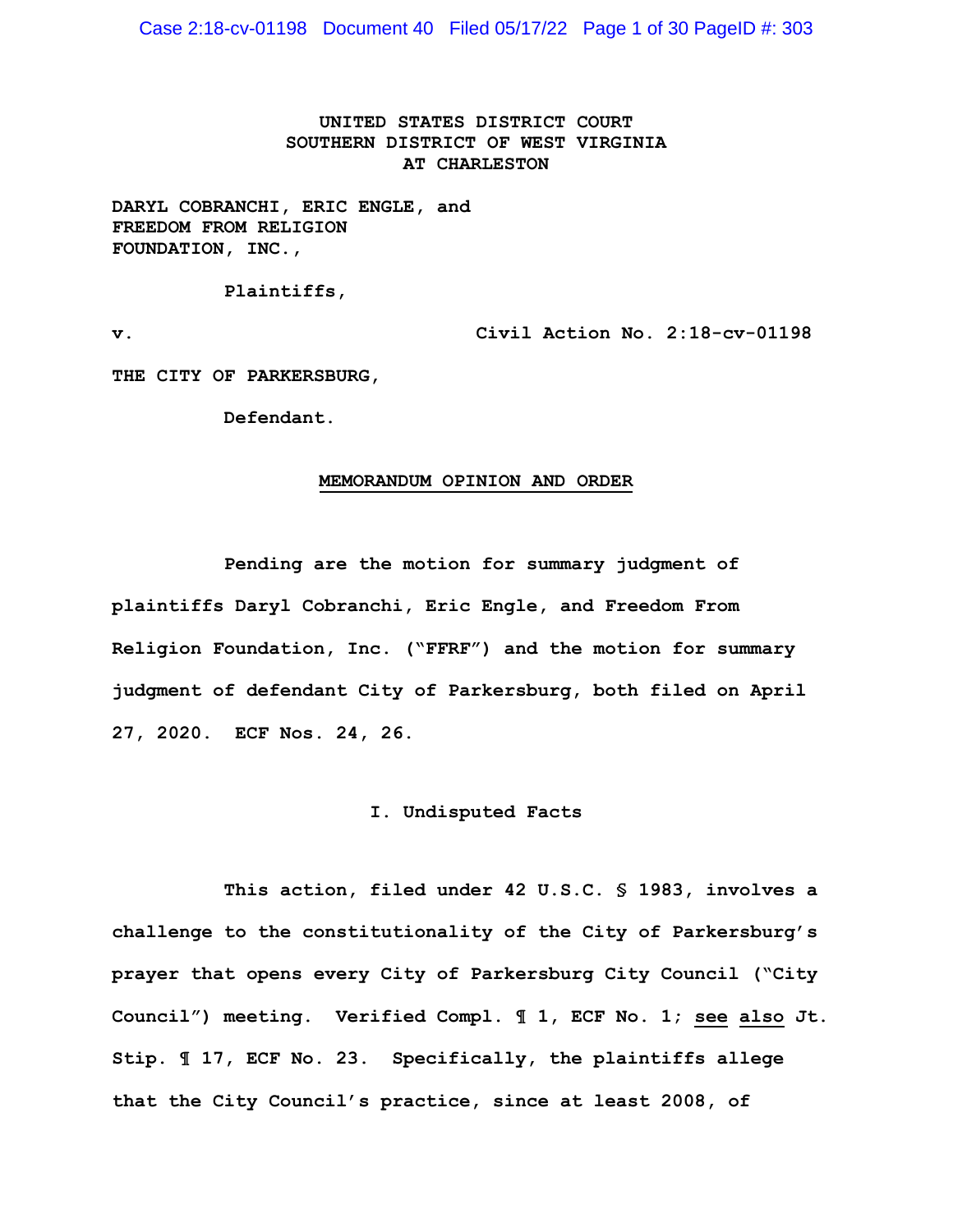UNITED STATES DISTRICT COURT
SOUTHERN DISTRICT OF WEST VIRGINIA
AT CHARLESTON

DARYL COBRANCHI, ERIC ENGLE, and
FREEDOM FROM RELIGION
FOUNDATION, INC.,

Plaintiffs,

v. Civil Action No. 2:18-cv-01198

THE CITY OF PARKERSBURG,

Defendant.

## MEMORANDUM OPINION AND ORDER

Pending are the motion for summary judgment of plaintiffs Daryl Cobranchi, Eric Engle, and Freedom From Religion Foundation, Inc. ("FFRF") and the motion for summary judgment of defendant City of Parkersburg, both filed on April 27, 2020. ECF Nos. 24, 26.

### I. Undisputed Facts

This action, filed under 42 U.S.C. § 1983, involves a challenge to the constitutionality of the City of Parkersburg's prayer that opens every City of Parkersburg City Council ("City Council") meeting. Verified Compl. ¶ 1, ECF No. 1; see also Jt. Stip. ¶ 17, ECF No. 23. Specifically, the plaintiffs allege that the City Council's practice, since at least 2008, of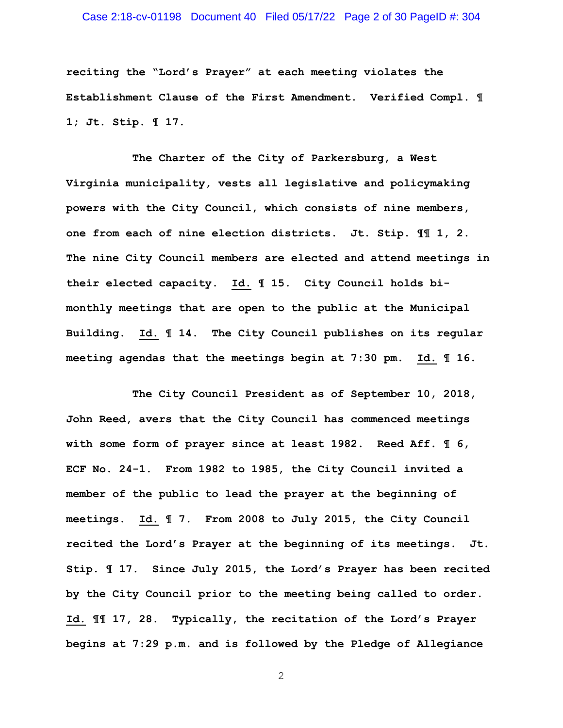reciting the "Lord's Prayer" at each meeting violates the Establishment Clause of the First Amendment. Verified Compl. ¶ 1; Jt. Stip. ¶ 17.

The Charter of the City of Parkersburg, a West Virginia municipality, vests all legislative and policymaking powers with the City Council, which consists of nine members, one from each of nine election districts. Jt. Stip. ¶¶ 1, 2. The nine City Council members are elected and attend meetings in their elected capacity. Id. ¶ 15. City Council holds bi-monthly meetings that are open to the public at the Municipal Building. Id. ¶ 14. The City Council publishes on its regular meeting agendas that the meetings begin at 7:30 pm. Id. ¶ 16.

The City Council President as of September 10, 2018, John Reed, avers that the City Council has commenced meetings with some form of prayer since at least 1982. Reed Aff. ¶ 6, ECF No. 24-1. From 1982 to 1985, the City Council invited a member of the public to lead the prayer at the beginning of meetings. Id. ¶ 7. From 2008 to July 2015, the City Council recited the Lord's Prayer at the beginning of its meetings. Jt. Stip. ¶ 17. Since July 2015, the Lord's Prayer has been recited by the City Council prior to the meeting being called to order. Id. ¶¶ 17, 28. Typically, the recitation of the Lord's Prayer begins at 7:29 p.m. and is followed by the Pledge of Allegiance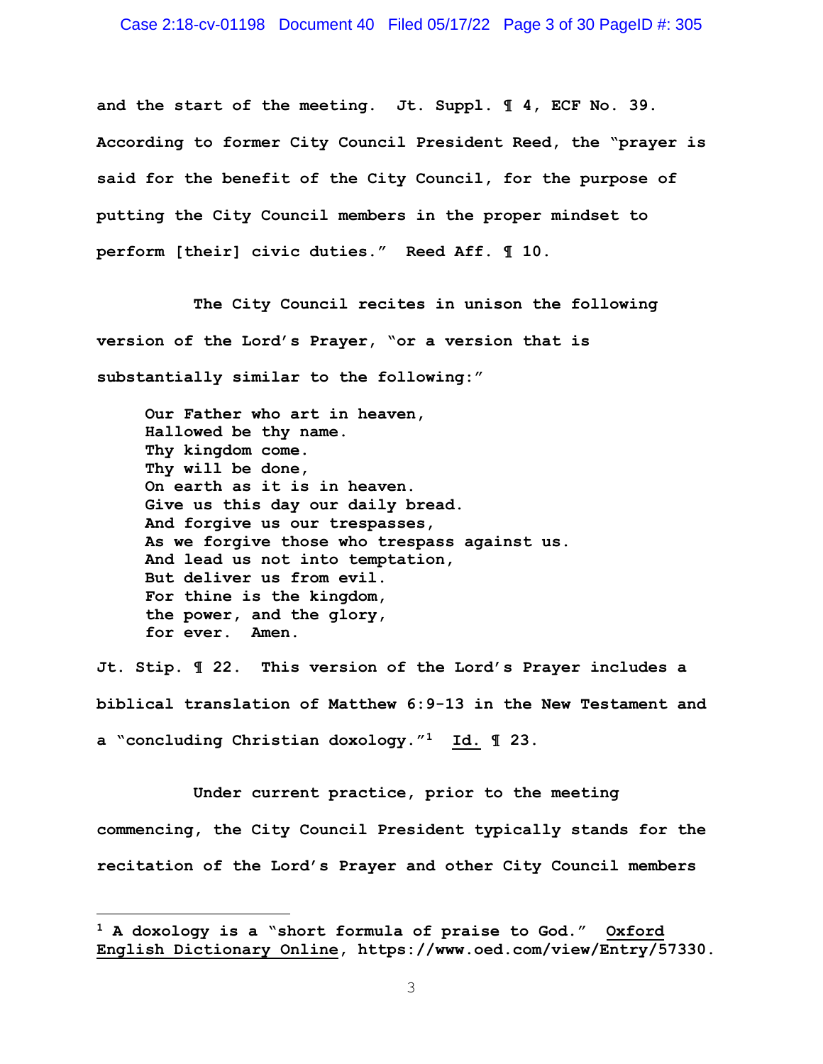and the start of the meeting. Jt. Suppl. ¶ 4, ECF No. 39. According to former City Council President Reed, the "prayer is said for the benefit of the City Council, for the purpose of putting the City Council members in the proper mindset to perform [their] civic duties." Reed Aff. ¶ 10.

The City Council recites in unison the following version of the Lord's Prayer, "or a version that is substantially similar to the following:"

> Our Father who art in heaven,
> Hallowed be thy name.
> Thy kingdom come.
> Thy will be done,
> On earth as it is in heaven.
> Give us this day our daily bread.
> And forgive us our trespasses,
> As we forgive those who trespass against us.
> And lead us not into temptation,
> But deliver us from evil.
> For thine is the kingdom,
> the power, and the glory,
> for ever. Amen.

Jt. Stip. ¶ 22. This version of the Lord's Prayer includes a biblical translation of Matthew 6:9-13 in the New Testament and a "concluding Christian doxology."[1] Id. ¶ 23.

Under current practice, prior to the meeting commencing, the City Council President typically stands for the recitation of the Lord's Prayer and other City Council members

---

[1] A doxology is a "short formula of praise to God." Oxford English Dictionary Online, https://www.oed.com/view/Entry/57330.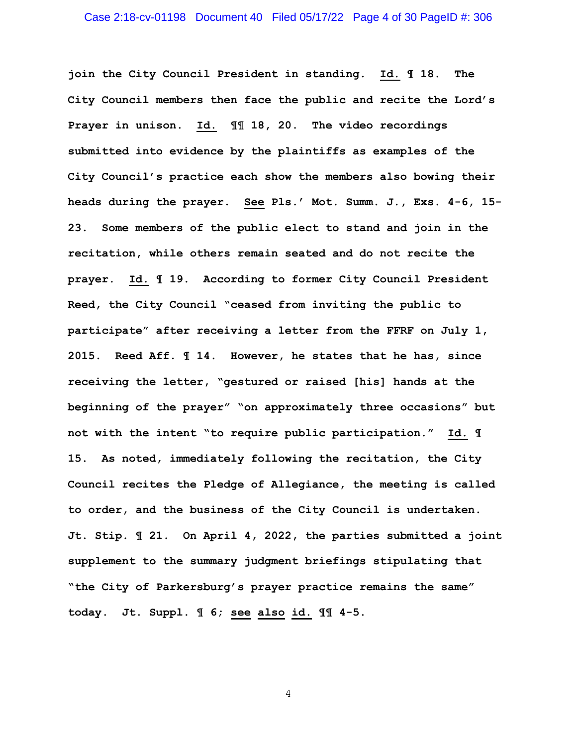**join the City Council President in standing. Id. ¶ 18. The City Council members then face the public and recite the Lord's Prayer in unison. Id. ¶¶ 18, 20. The video recordings submitted into evidence by the plaintiffs as examples of the City Council's practice each show the members also bowing their heads during the prayer. See Pls.' Mot. Summ. J., Exs. 4-6, 15-23. Some members of the public elect to stand and join in the recitation, while others remain seated and do not recite the prayer. Id. ¶ 19. According to former City Council President Reed, the City Council "ceased from inviting the public to participate" after receiving a letter from the FFRF on July 1, 2015. Reed Aff. ¶ 14. However, he states that he has, since receiving the letter, "gestured or raised [his] hands at the beginning of the prayer" "on approximately three occasions" but not with the intent "to require public participation." Id. ¶ 15. As noted, immediately following the recitation, the City Council recites the Pledge of Allegiance, the meeting is called to order, and the business of the City Council is undertaken. Jt. Stip. ¶ 21. On April 4, 2022, the parties submitted a joint supplement to the summary judgment briefings stipulating that "the City of Parkersburg's prayer practice remains the same" today. Jt. Suppl. ¶ 6; see also id. ¶¶ 4-5.**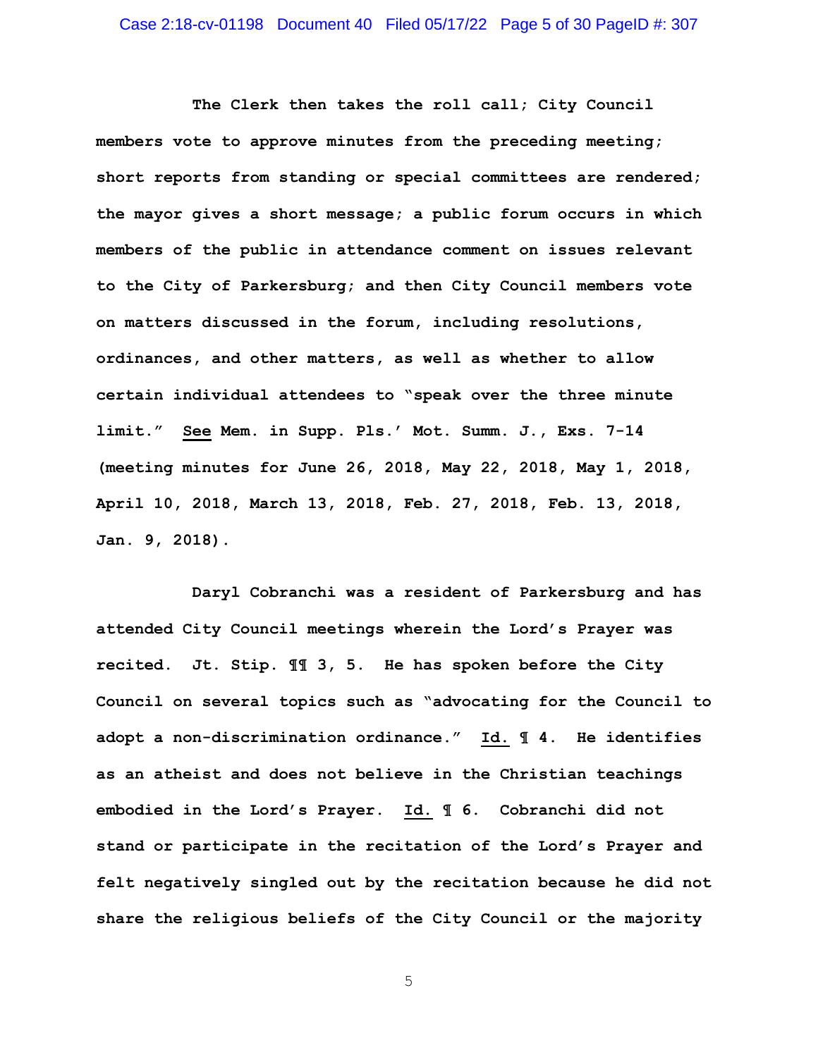The Clerk then takes the roll call; City Council members vote to approve minutes from the preceding meeting; short reports from standing or special committees are rendered; the mayor gives a short message; a public forum occurs in which members of the public in attendance comment on issues relevant to the City of Parkersburg; and then City Council members vote on matters discussed in the forum, including resolutions, ordinances, and other matters, as well as whether to allow certain individual attendees to "speak over the three minute limit." See Mem. in Supp. Pls.' Mot. Summ. J., Exs. 7-14 (meeting minutes for June 26, 2018, May 22, 2018, May 1, 2018, April 10, 2018, March 13, 2018, Feb. 27, 2018, Feb. 13, 2018, Jan. 9, 2018).

Daryl Cobranchi was a resident of Parkersburg and has attended City Council meetings wherein the Lord's Prayer was recited. Jt. Stip. ¶¶ 3, 5. He has spoken before the City Council on several topics such as "advocating for the Council to adopt a non-discrimination ordinance." Id. ¶ 4. He identifies as an atheist and does not believe in the Christian teachings embodied in the Lord's Prayer. Id. ¶ 6. Cobranchi did not stand or participate in the recitation of the Lord's Prayer and felt negatively singled out by the recitation because he did not share the religious beliefs of the City Council or the majority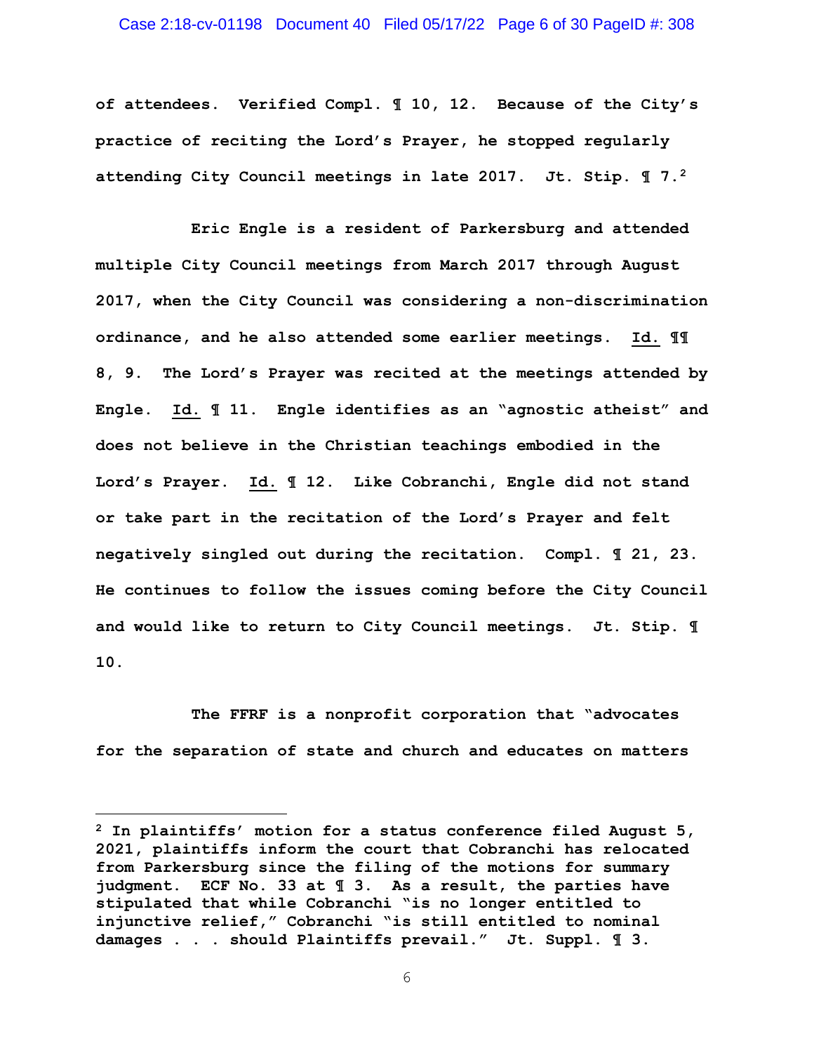of attendees. Verified Compl. ¶ 10, 12. Because of the City's practice of reciting the Lord's Prayer, he stopped regularly attending City Council meetings in late 2017. Jt. Stip. ¶ 7.[2]

Eric Engle is a resident of Parkersburg and attended multiple City Council meetings from March 2017 through August 2017, when the City Council was considering a non-discrimination ordinance, and he also attended some earlier meetings. Id. ¶¶ 8, 9. The Lord's Prayer was recited at the meetings attended by Engle. Id. ¶ 11. Engle identifies as an "agnostic atheist" and does not believe in the Christian teachings embodied in the Lord's Prayer. Id. ¶ 12. Like Cobranchi, Engle did not stand or take part in the recitation of the Lord's Prayer and felt negatively singled out during the recitation. Compl. ¶ 21, 23. He continues to follow the issues coming before the City Council and would like to return to City Council meetings. Jt. Stip. ¶ 10.

The FFRF is a nonprofit corporation that "advocates for the separation of state and church and educates on matters

---

[2] In plaintiffs' motion for a status conference filed August 5, 2021, plaintiffs inform the court that Cobranchi has relocated from Parkersburg since the filing of the motions for summary judgment. ECF No. 33 at ¶ 3. As a result, the parties have stipulated that while Cobranchi "is no longer entitled to injunctive relief," Cobranchi "is still entitled to nominal damages . . . should Plaintiffs prevail." Jt. Suppl. ¶ 3.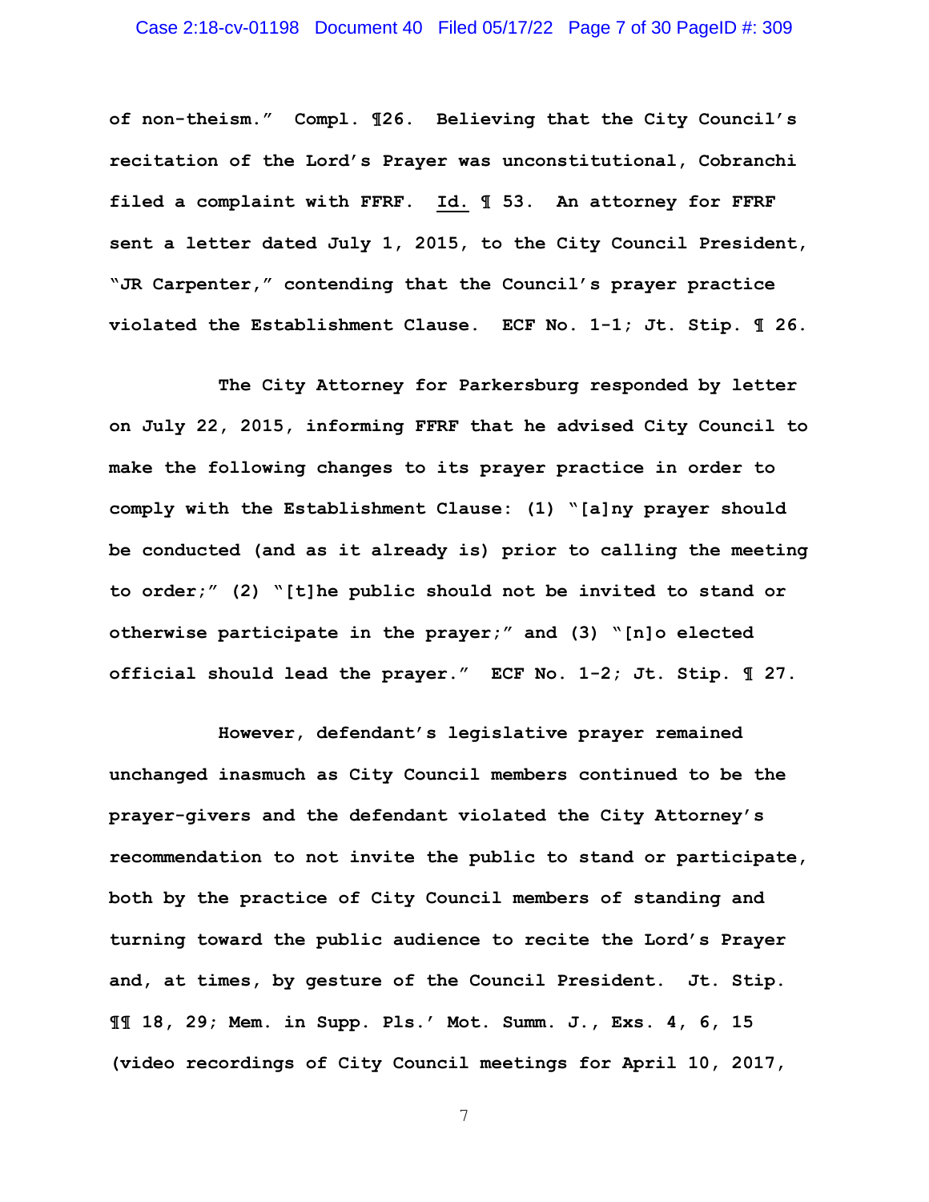of non-theism." Compl. ¶26. Believing that the City Council's recitation of the Lord's Prayer was unconstitutional, Cobranchi filed a complaint with FFRF. Id. ¶ 53. An attorney for FFRF sent a letter dated July 1, 2015, to the City Council President, "JR Carpenter," contending that the Council's prayer practice violated the Establishment Clause. ECF No. 1-1; Jt. Stip. ¶ 26.

The City Attorney for Parkersburg responded by letter on July 22, 2015, informing FFRF that he advised City Council to make the following changes to its prayer practice in order to comply with the Establishment Clause: (1) "[a]ny prayer should be conducted (and as it already is) prior to calling the meeting to order;" (2) "[t]he public should not be invited to stand or otherwise participate in the prayer;" and (3) "[n]o elected official should lead the prayer." ECF No. 1-2; Jt. Stip. ¶ 27.

However, defendant's legislative prayer remained unchanged inasmuch as City Council members continued to be the prayer-givers and the defendant violated the City Attorney's recommendation to not invite the public to stand or participate, both by the practice of City Council members of standing and turning toward the public audience to recite the Lord's Prayer and, at times, by gesture of the Council President. Jt. Stip. ¶¶ 18, 29; Mem. in Supp. Pls.' Mot. Summ. J., Exs. 4, 6, 15 (video recordings of City Council meetings for April 10, 2017,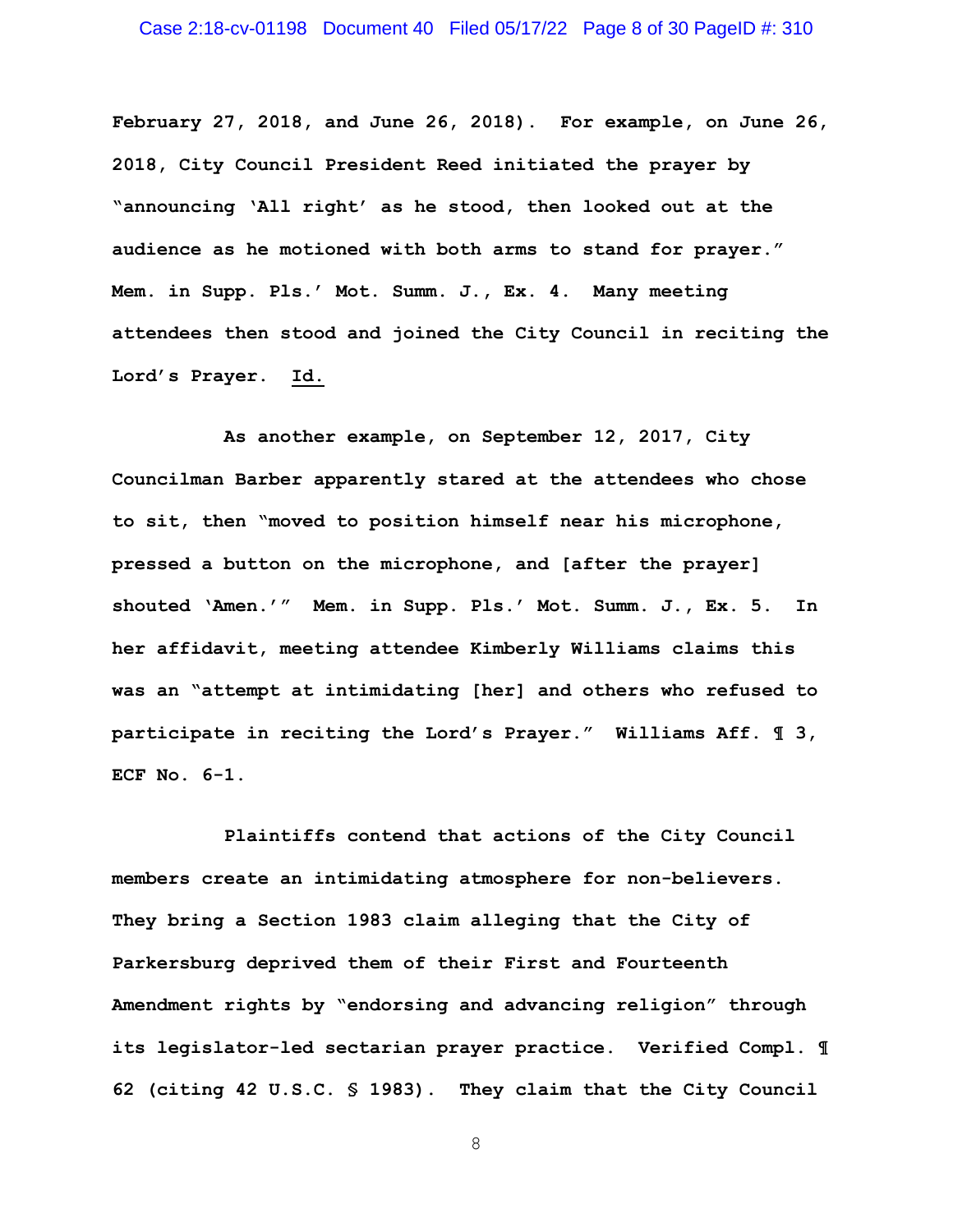February 27, 2018, and June 26, 2018). For example, on June 26, 2018, City Council President Reed initiated the prayer by "announcing 'All right' as he stood, then looked out at the audience as he motioned with both arms to stand for prayer." Mem. in Supp. Pls.' Mot. Summ. J., Ex. 4. Many meeting attendees then stood and joined the City Council in reciting the Lord's Prayer. Id.

As another example, on September 12, 2017, City Councilman Barber apparently stared at the attendees who chose to sit, then "moved to position himself near his microphone, pressed a button on the microphone, and [after the prayer] shouted 'Amen.'" Mem. in Supp. Pls.' Mot. Summ. J., Ex. 5. In her affidavit, meeting attendee Kimberly Williams claims this was an "attempt at intimidating [her] and others who refused to participate in reciting the Lord's Prayer." Williams Aff. ¶ 3, ECF No. 6-1.

Plaintiffs contend that actions of the City Council members create an intimidating atmosphere for non-believers. They bring a Section 1983 claim alleging that the City of Parkersburg deprived them of their First and Fourteenth Amendment rights by "endorsing and advancing religion" through its legislator-led sectarian prayer practice. Verified Compl. ¶ 62 (citing 42 U.S.C. § 1983). They claim that the City Council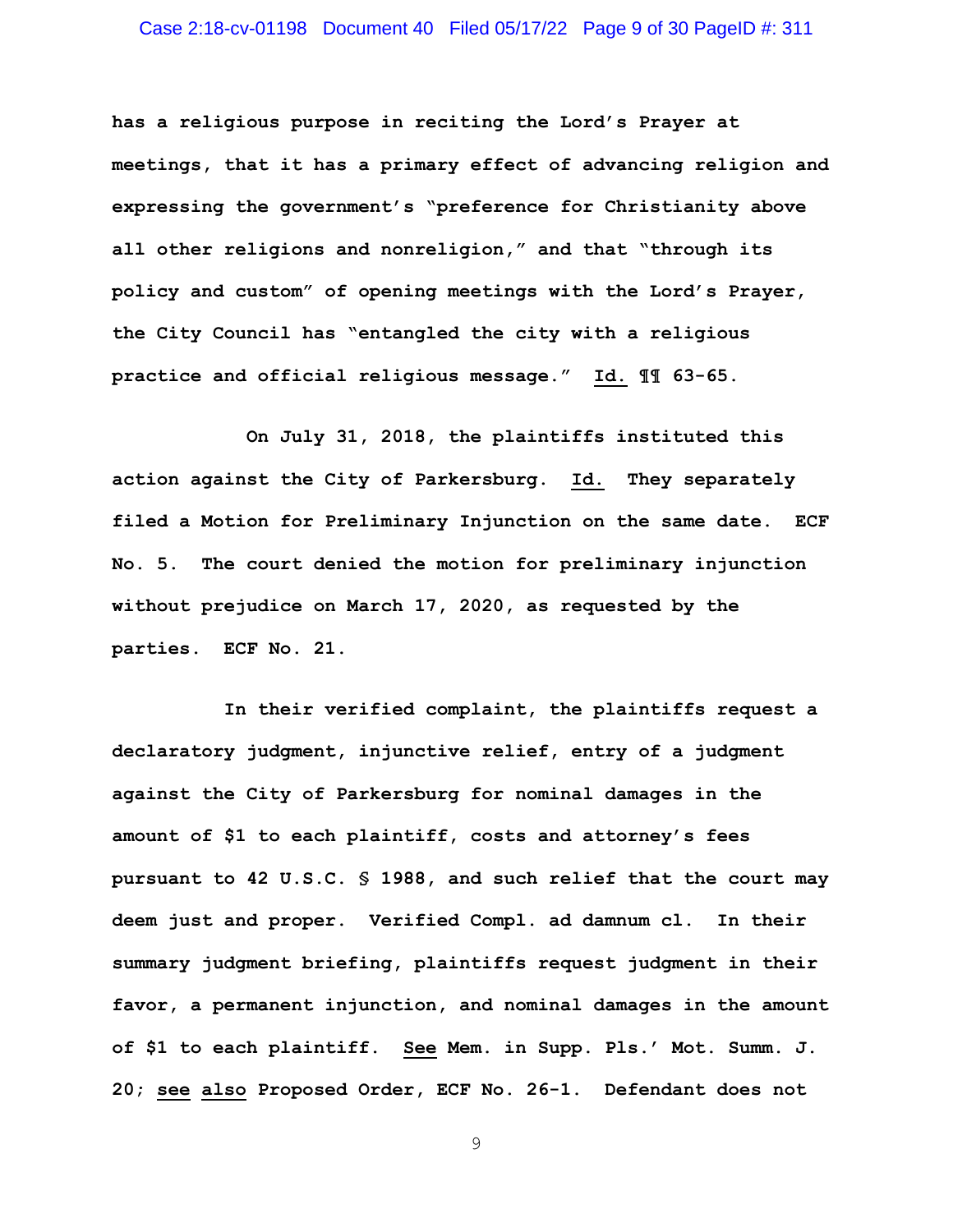has a religious purpose in reciting the Lord's Prayer at meetings, that it has a primary effect of advancing religion and expressing the government's "preference for Christianity above all other religions and nonreligion," and that "through its policy and custom" of opening meetings with the Lord's Prayer, the City Council has "entangled the city with a religious practice and official religious message." Id. ¶¶ 63-65.

On July 31, 2018, the plaintiffs instituted this action against the City of Parkersburg. Id. They separately filed a Motion for Preliminary Injunction on the same date. ECF No. 5. The court denied the motion for preliminary injunction without prejudice on March 17, 2020, as requested by the parties. ECF No. 21.

In their verified complaint, the plaintiffs request a declaratory judgment, injunctive relief, entry of a judgment against the City of Parkersburg for nominal damages in the amount of $1 to each plaintiff, costs and attorney's fees pursuant to 42 U.S.C. § 1988, and such relief that the court may deem just and proper. Verified Compl. ad damnum cl. In their summary judgment briefing, plaintiffs request judgment in their favor, a permanent injunction, and nominal damages in the amount of $1 to each plaintiff. See Mem. in Supp. Pls.' Mot. Summ. J. 20; see also Proposed Order, ECF No. 26-1. Defendant does not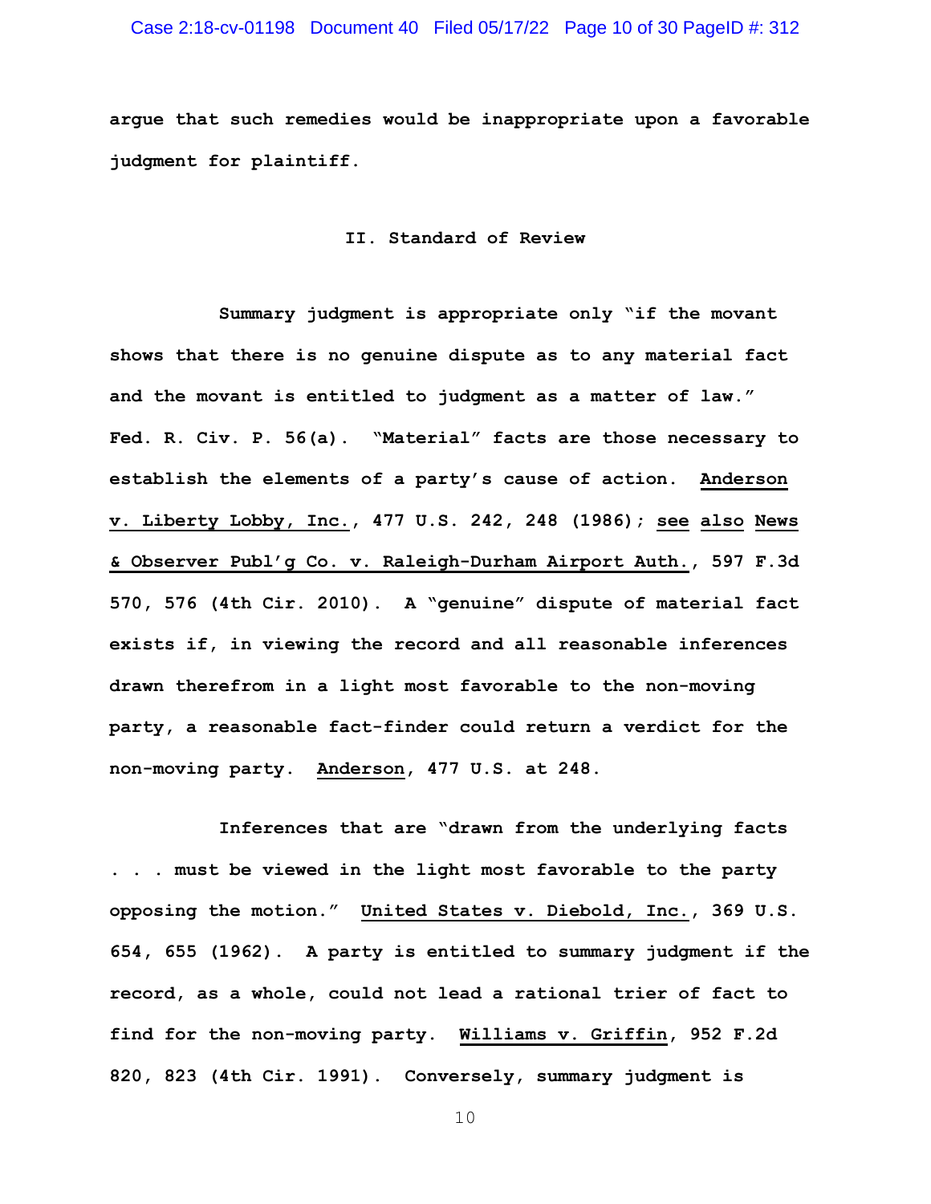argue that such remedies would be inappropriate upon a favorable judgment for plaintiff.

## II. Standard of Review

Summary judgment is appropriate only "if the movant shows that there is no genuine dispute as to any material fact and the movant is entitled to judgment as a matter of law." Fed. R. Civ. P. 56(a). "Material" facts are those necessary to establish the elements of a party's cause of action. Anderson v. Liberty Lobby, Inc., 477 U.S. 242, 248 (1986); see also News & Observer Publ'g Co. v. Raleigh-Durham Airport Auth., 597 F.3d 570, 576 (4th Cir. 2010). A "genuine" dispute of material fact exists if, in viewing the record and all reasonable inferences drawn therefrom in a light most favorable to the non-moving party, a reasonable fact-finder could return a verdict for the non-moving party. Anderson, 477 U.S. at 248.

Inferences that are "drawn from the underlying facts . . . must be viewed in the light most favorable to the party opposing the motion." United States v. Diebold, Inc., 369 U.S. 654, 655 (1962). A party is entitled to summary judgment if the record, as a whole, could not lead a rational trier of fact to find for the non-moving party. Williams v. Griffin, 952 F.2d 820, 823 (4th Cir. 1991). Conversely, summary judgment is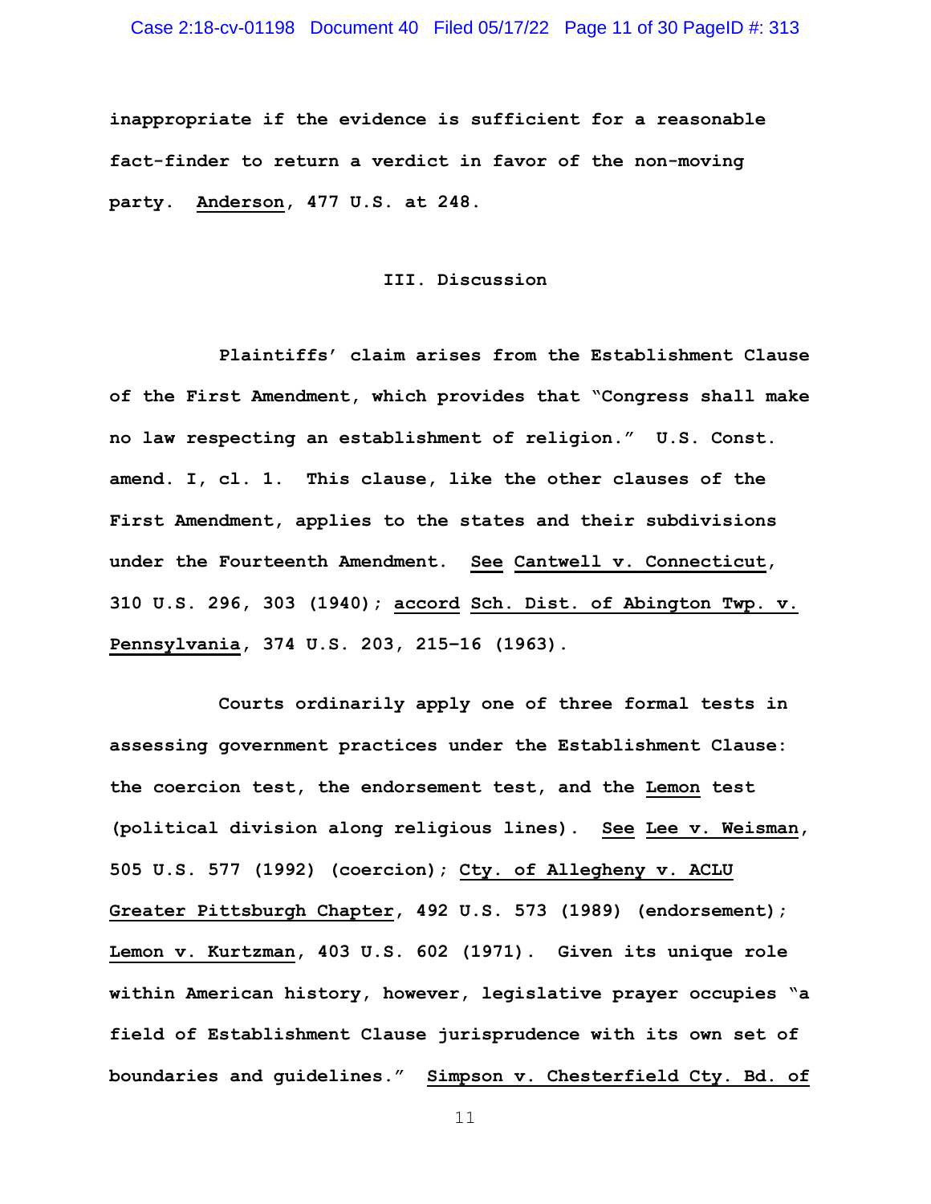inappropriate if the evidence is sufficient for a reasonable fact-finder to return a verdict in favor of the non-moving party. Anderson, 477 U.S. at 248.

## III. Discussion

Plaintiffs' claim arises from the Establishment Clause of the First Amendment, which provides that "Congress shall make no law respecting an establishment of religion." U.S. Const. amend. I, cl. 1. This clause, like the other clauses of the First Amendment, applies to the states and their subdivisions under the Fourteenth Amendment. See Cantwell v. Connecticut, 310 U.S. 296, 303 (1940); accord Sch. Dist. of Abington Twp. v. Pennsylvania, 374 U.S. 203, 215–16 (1963).

Courts ordinarily apply one of three formal tests in assessing government practices under the Establishment Clause: the coercion test, the endorsement test, and the Lemon test (political division along religious lines). See Lee v. Weisman, 505 U.S. 577 (1992) (coercion); Cty. of Allegheny v. ACLU Greater Pittsburgh Chapter, 492 U.S. 573 (1989) (endorsement); Lemon v. Kurtzman, 403 U.S. 602 (1971). Given its unique role within American history, however, legislative prayer occupies "a field of Establishment Clause jurisprudence with its own set of boundaries and guidelines." Simpson v. Chesterfield Cty. Bd. of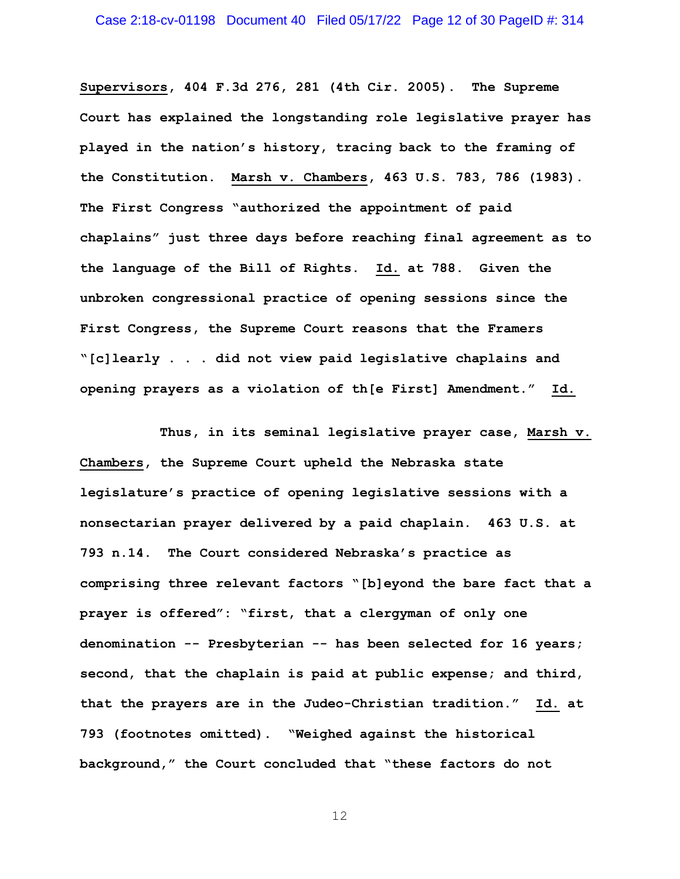Supervisors, 404 F.3d 276, 281 (4th Cir. 2005). The Supreme Court has explained the longstanding role legislative prayer has played in the nation's history, tracing back to the framing of the Constitution. Marsh v. Chambers, 463 U.S. 783, 786 (1983). The First Congress "authorized the appointment of paid chaplains" just three days before reaching final agreement as to the language of the Bill of Rights. Id. at 788. Given the unbroken congressional practice of opening sessions since the First Congress, the Supreme Court reasons that the Framers "[c]learly . . . did not view paid legislative chaplains and opening prayers as a violation of th[e First] Amendment." Id.

Thus, in its seminal legislative prayer case, Marsh v. Chambers, the Supreme Court upheld the Nebraska state legislature's practice of opening legislative sessions with a nonsectarian prayer delivered by a paid chaplain. 463 U.S. at 793 n.14. The Court considered Nebraska's practice as comprising three relevant factors "[b]eyond the bare fact that a prayer is offered": "first, that a clergyman of only one denomination -- Presbyterian -- has been selected for 16 years; second, that the chaplain is paid at public expense; and third, that the prayers are in the Judeo-Christian tradition." Id. at 793 (footnotes omitted). "Weighed against the historical background," the Court concluded that "these factors do not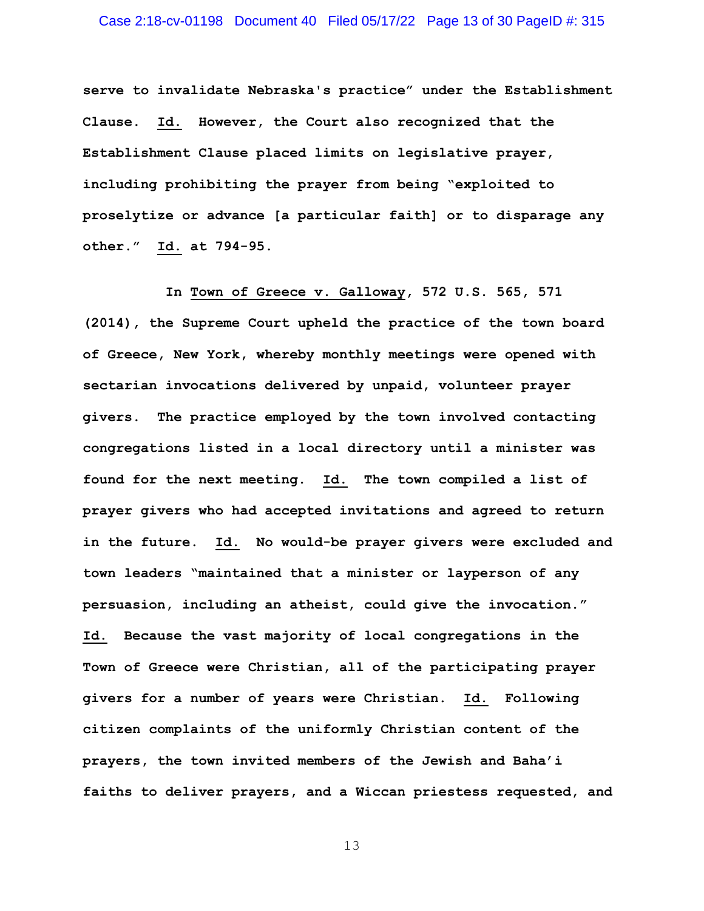serve to invalidate Nebraska's practice" under the Establishment Clause. Id. However, the Court also recognized that the Establishment Clause placed limits on legislative prayer, including prohibiting the prayer from being "exploited to proselytize or advance [a particular faith] or to disparage any other." Id. at 794-95.

In Town of Greece v. Galloway, 572 U.S. 565, 571 (2014), the Supreme Court upheld the practice of the town board of Greece, New York, whereby monthly meetings were opened with sectarian invocations delivered by unpaid, volunteer prayer givers. The practice employed by the town involved contacting congregations listed in a local directory until a minister was found for the next meeting. Id. The town compiled a list of prayer givers who had accepted invitations and agreed to return in the future. Id. No would-be prayer givers were excluded and town leaders "maintained that a minister or layperson of any persuasion, including an atheist, could give the invocation." Id. Because the vast majority of local congregations in the Town of Greece were Christian, all of the participating prayer givers for a number of years were Christian. Id. Following citizen complaints of the uniformly Christian content of the prayers, the town invited members of the Jewish and Baha'i faiths to deliver prayers, and a Wiccan priestess requested, and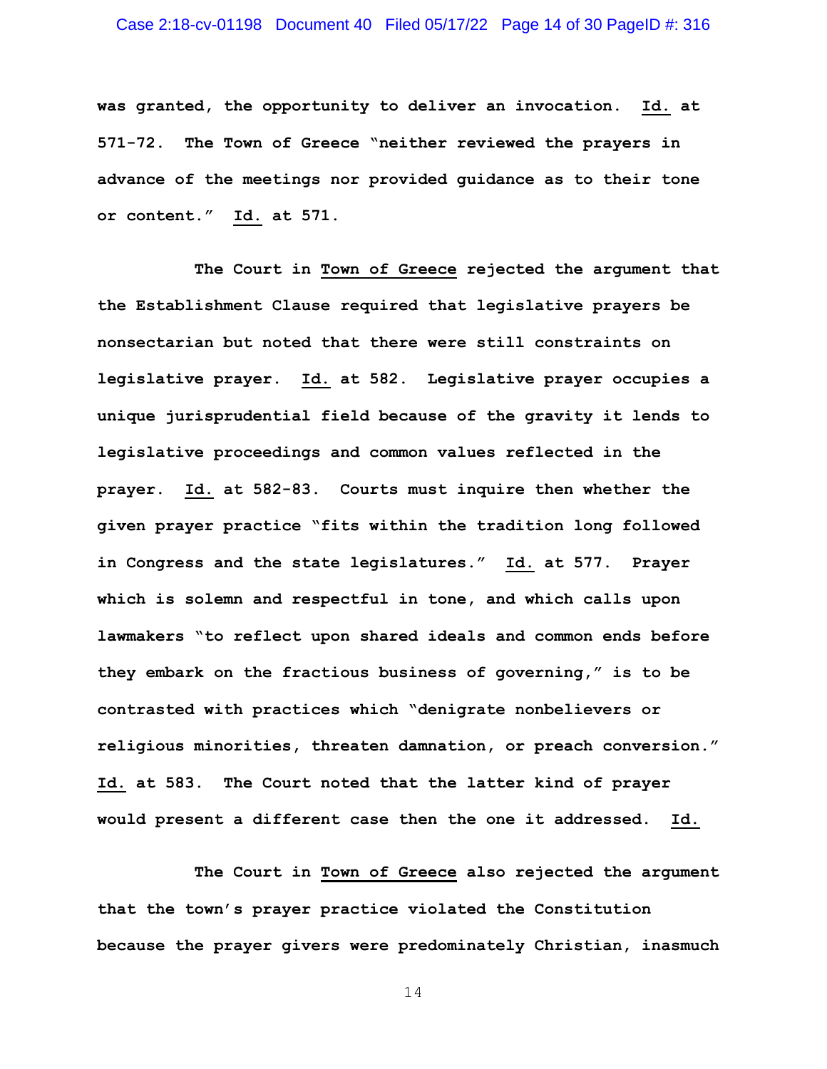was granted, the opportunity to deliver an invocation. Id. at 571-72. The Town of Greece "neither reviewed the prayers in advance of the meetings nor provided guidance as to their tone or content." Id. at 571.

The Court in Town of Greece rejected the argument that the Establishment Clause required that legislative prayers be nonsectarian but noted that there were still constraints on legislative prayer. Id. at 582. Legislative prayer occupies a unique jurisprudential field because of the gravity it lends to legislative proceedings and common values reflected in the prayer. Id. at 582-83. Courts must inquire then whether the given prayer practice "fits within the tradition long followed in Congress and the state legislatures." Id. at 577. Prayer which is solemn and respectful in tone, and which calls upon lawmakers "to reflect upon shared ideals and common ends before they embark on the fractious business of governing," is to be contrasted with practices which "denigrate nonbelievers or religious minorities, threaten damnation, or preach conversion." Id. at 583. The Court noted that the latter kind of prayer would present a different case then the one it addressed. Id.

The Court in Town of Greece also rejected the argument that the town's prayer practice violated the Constitution because the prayer givers were predominately Christian, inasmuch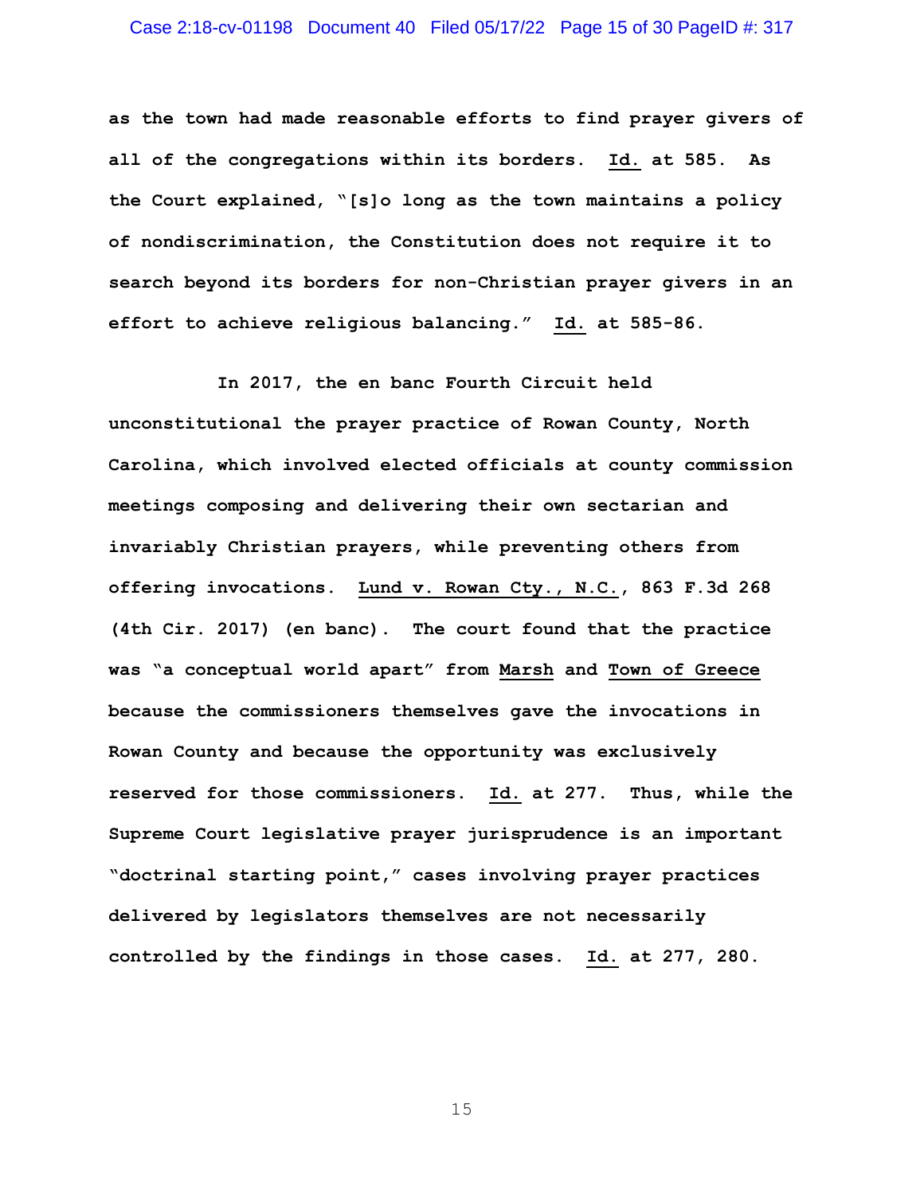as the town had made reasonable efforts to find prayer givers of all of the congregations within its borders. Id. at 585. As the Court explained, "[s]o long as the town maintains a policy of nondiscrimination, the Constitution does not require it to search beyond its borders for non-Christian prayer givers in an effort to achieve religious balancing." Id. at 585-86.

In 2017, the en banc Fourth Circuit held unconstitutional the prayer practice of Rowan County, North Carolina, which involved elected officials at county commission meetings composing and delivering their own sectarian and invariably Christian prayers, while preventing others from offering invocations. Lund v. Rowan Cty., N.C., 863 F.3d 268 (4th Cir. 2017) (en banc). The court found that the practice was "a conceptual world apart" from Marsh and Town of Greece because the commissioners themselves gave the invocations in Rowan County and because the opportunity was exclusively reserved for those commissioners. Id. at 277. Thus, while the Supreme Court legislative prayer jurisprudence is an important "doctrinal starting point," cases involving prayer practices delivered by legislators themselves are not necessarily controlled by the findings in those cases. Id. at 277, 280.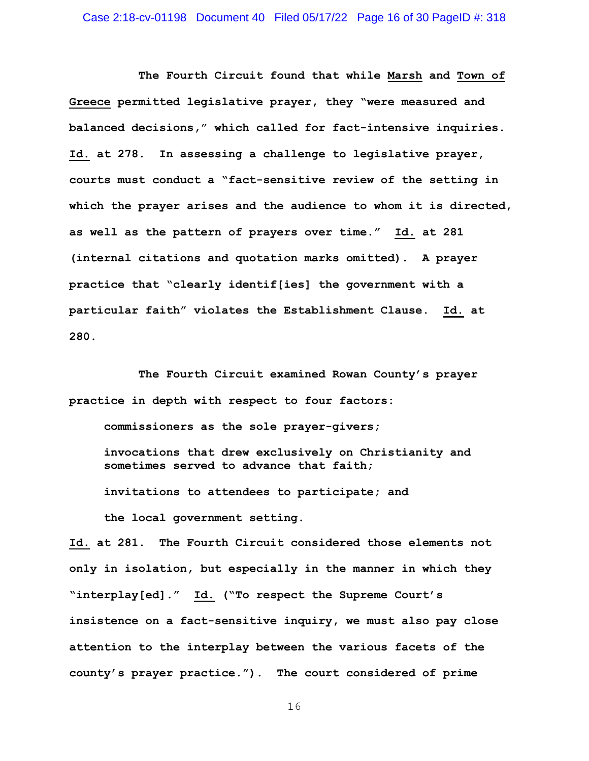The Fourth Circuit found that while Marsh and Town of Greece permitted legislative prayer, they "were measured and balanced decisions," which called for fact-intensive inquiries. Id. at 278. In assessing a challenge to legislative prayer, courts must conduct a "fact-sensitive review of the setting in which the prayer arises and the audience to whom it is directed, as well as the pattern of prayers over time." Id. at 281 (internal citations and quotation marks omitted). A prayer practice that "clearly identif[ies] the government with a particular faith" violates the Establishment Clause. Id. at 280.

The Fourth Circuit examined Rowan County's prayer practice in depth with respect to four factors:

> commissioners as the sole prayer-givers;
>
> invocations that drew exclusively on Christianity and sometimes served to advance that faith;
>
> invitations to attendees to participate; and
>
> the local government setting.

Id. at 281. The Fourth Circuit considered those elements not only in isolation, but especially in the manner in which they "interplay[ed]." Id. ("To respect the Supreme Court's insistence on a fact-sensitive inquiry, we must also pay close attention to the interplay between the various facets of the county's prayer practice."). The court considered of prime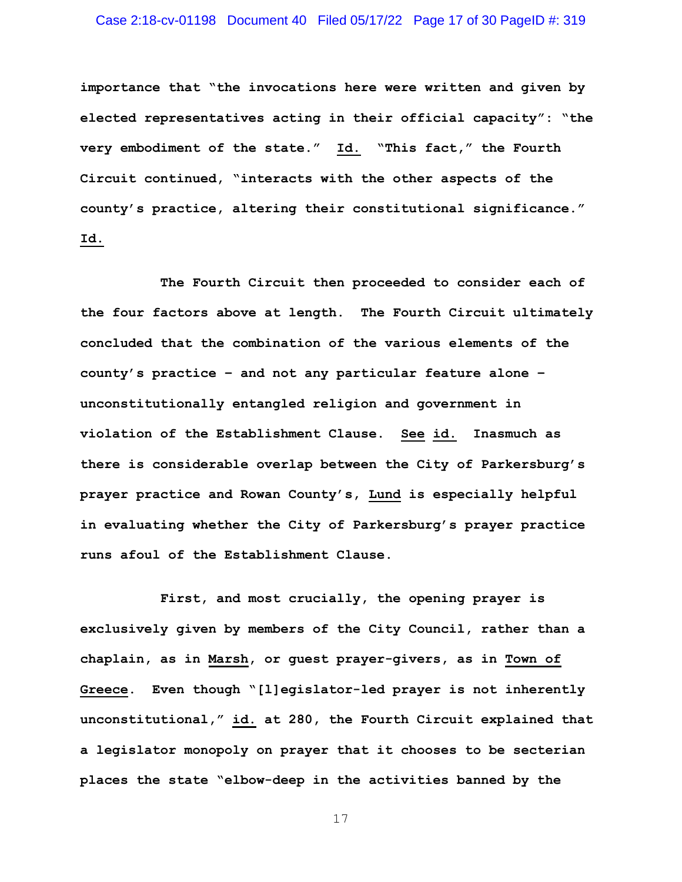importance that "the invocations here were written and given by elected representatives acting in their official capacity": "the very embodiment of the state." Id. "This fact," the Fourth Circuit continued, "interacts with the other aspects of the county's practice, altering their constitutional significance." Id.

The Fourth Circuit then proceeded to consider each of the four factors above at length. The Fourth Circuit ultimately concluded that the combination of the various elements of the county's practice – and not any particular feature alone – unconstitutionally entangled religion and government in violation of the Establishment Clause. See id. Inasmuch as there is considerable overlap between the City of Parkersburg's prayer practice and Rowan County's, Lund is especially helpful in evaluating whether the City of Parkersburg's prayer practice runs afoul of the Establishment Clause.

First, and most crucially, the opening prayer is exclusively given by members of the City Council, rather than a chaplain, as in Marsh, or guest prayer-givers, as in Town of Greece. Even though "[l]egislator-led prayer is not inherently unconstitutional," id. at 280, the Fourth Circuit explained that a legislator monopoly on prayer that it chooses to be secterian places the state "elbow-deep in the activities banned by the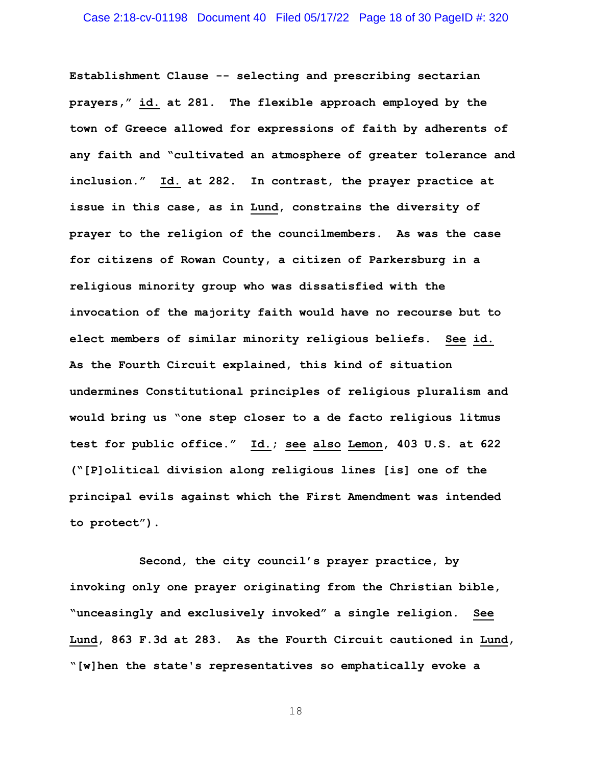Establishment Clause -- selecting and prescribing sectarian prayers," id. at 281. The flexible approach employed by the town of Greece allowed for expressions of faith by adherents of any faith and "cultivated an atmosphere of greater tolerance and inclusion." Id. at 282. In contrast, the prayer practice at issue in this case, as in Lund, constrains the diversity of prayer to the religion of the councilmembers. As was the case for citizens of Rowan County, a citizen of Parkersburg in a religious minority group who was dissatisfied with the invocation of the majority faith would have no recourse but to elect members of similar minority religious beliefs. See id. As the Fourth Circuit explained, this kind of situation undermines Constitutional principles of religious pluralism and would bring us "one step closer to a de facto religious litmus test for public office." Id.; see also Lemon, 403 U.S. at 622 ("[P]olitical division along religious lines [is] one of the principal evils against which the First Amendment was intended to protect").

Second, the city council's prayer practice, by invoking only one prayer originating from the Christian bible, "unceasingly and exclusively invoked" a single religion. See Lund, 863 F.3d at 283. As the Fourth Circuit cautioned in Lund, "[w]hen the state's representatives so emphatically evoke a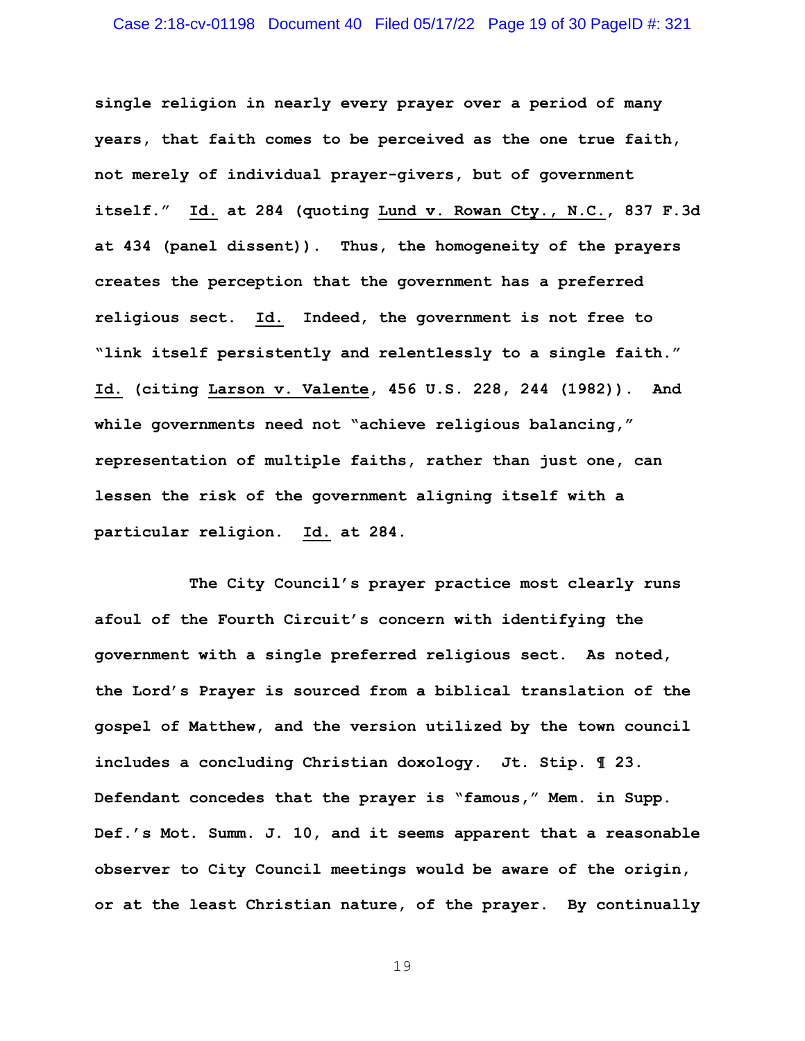single religion in nearly every prayer over a period of many years, that faith comes to be perceived as the one true faith, not merely of individual prayer-givers, but of government itself." Id. at 284 (quoting Lund v. Rowan Cty., N.C., 837 F.3d at 434 (panel dissent)). Thus, the homogeneity of the prayers creates the perception that the government has a preferred religious sect. Id. Indeed, the government is not free to "link itself persistently and relentlessly to a single faith." Id. (citing Larson v. Valente, 456 U.S. 228, 244 (1982)). And while governments need not "achieve religious balancing," representation of multiple faiths, rather than just one, can lessen the risk of the government aligning itself with a particular religion. Id. at 284.

The City Council's prayer practice most clearly runs afoul of the Fourth Circuit's concern with identifying the government with a single preferred religious sect. As noted, the Lord's Prayer is sourced from a biblical translation of the gospel of Matthew, and the version utilized by the town council includes a concluding Christian doxology. Jt. Stip. ¶ 23. Defendant concedes that the prayer is "famous," Mem. in Supp. Def.'s Mot. Summ. J. 10, and it seems apparent that a reasonable observer to City Council meetings would be aware of the origin, or at the least Christian nature, of the prayer. By continually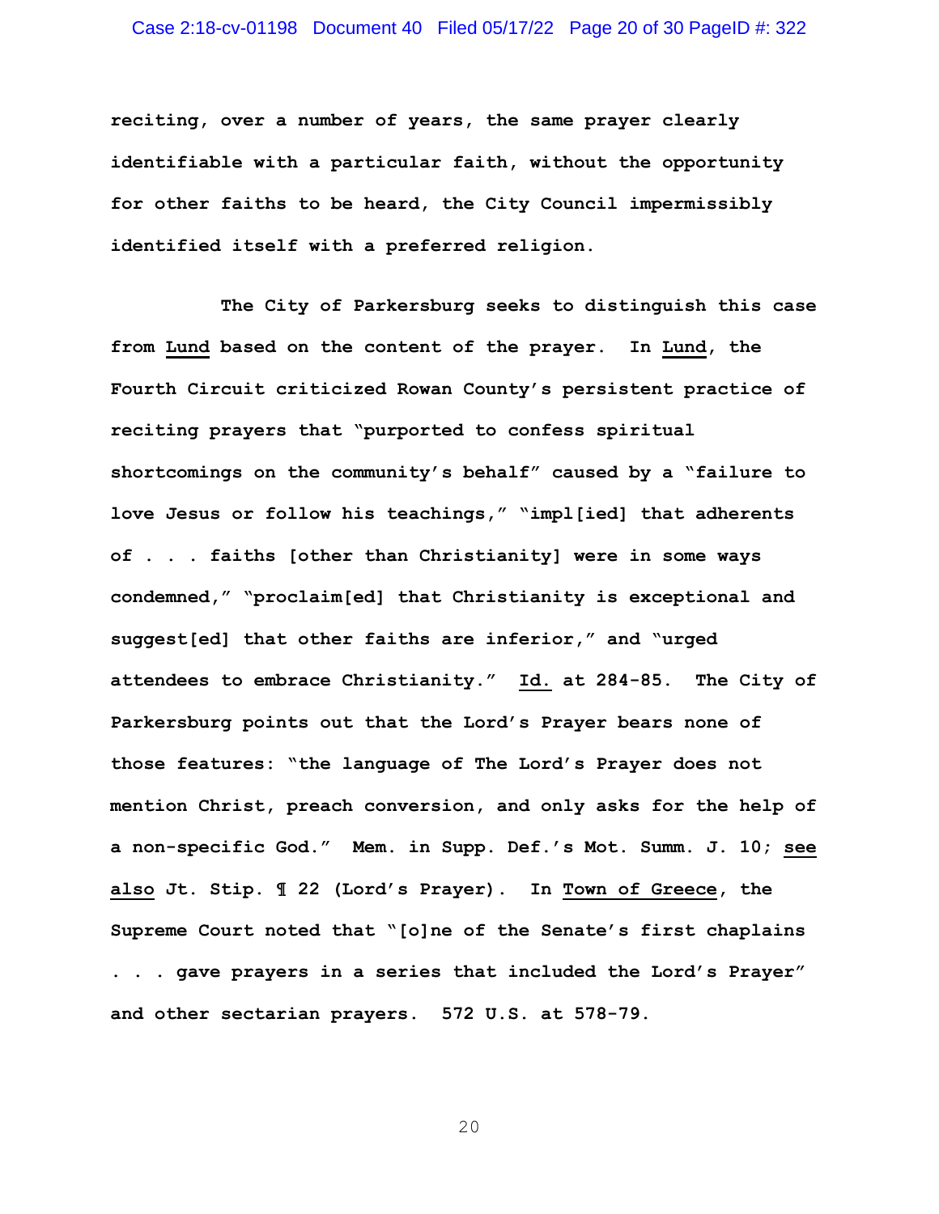reciting, over a number of years, the same prayer clearly identifiable with a particular faith, without the opportunity for other faiths to be heard, the City Council impermissibly identified itself with a preferred religion.

The City of Parkersburg seeks to distinguish this case from Lund based on the content of the prayer. In Lund, the Fourth Circuit criticized Rowan County's persistent practice of reciting prayers that "purported to confess spiritual shortcomings on the community's behalf" caused by a "failure to love Jesus or follow his teachings," "impl[ied] that adherents of . . . faiths [other than Christianity] were in some ways condemned," "proclaim[ed] that Christianity is exceptional and suggest[ed] that other faiths are inferior," and "urged attendees to embrace Christianity." Id. at 284-85. The City of Parkersburg points out that the Lord's Prayer bears none of those features: "the language of The Lord's Prayer does not mention Christ, preach conversion, and only asks for the help of a non-specific God." Mem. in Supp. Def.'s Mot. Summ. J. 10; see also Jt. Stip. ¶ 22 (Lord's Prayer). In Town of Greece, the Supreme Court noted that "[o]ne of the Senate's first chaplains . . . gave prayers in a series that included the Lord's Prayer" and other sectarian prayers. 572 U.S. at 578-79.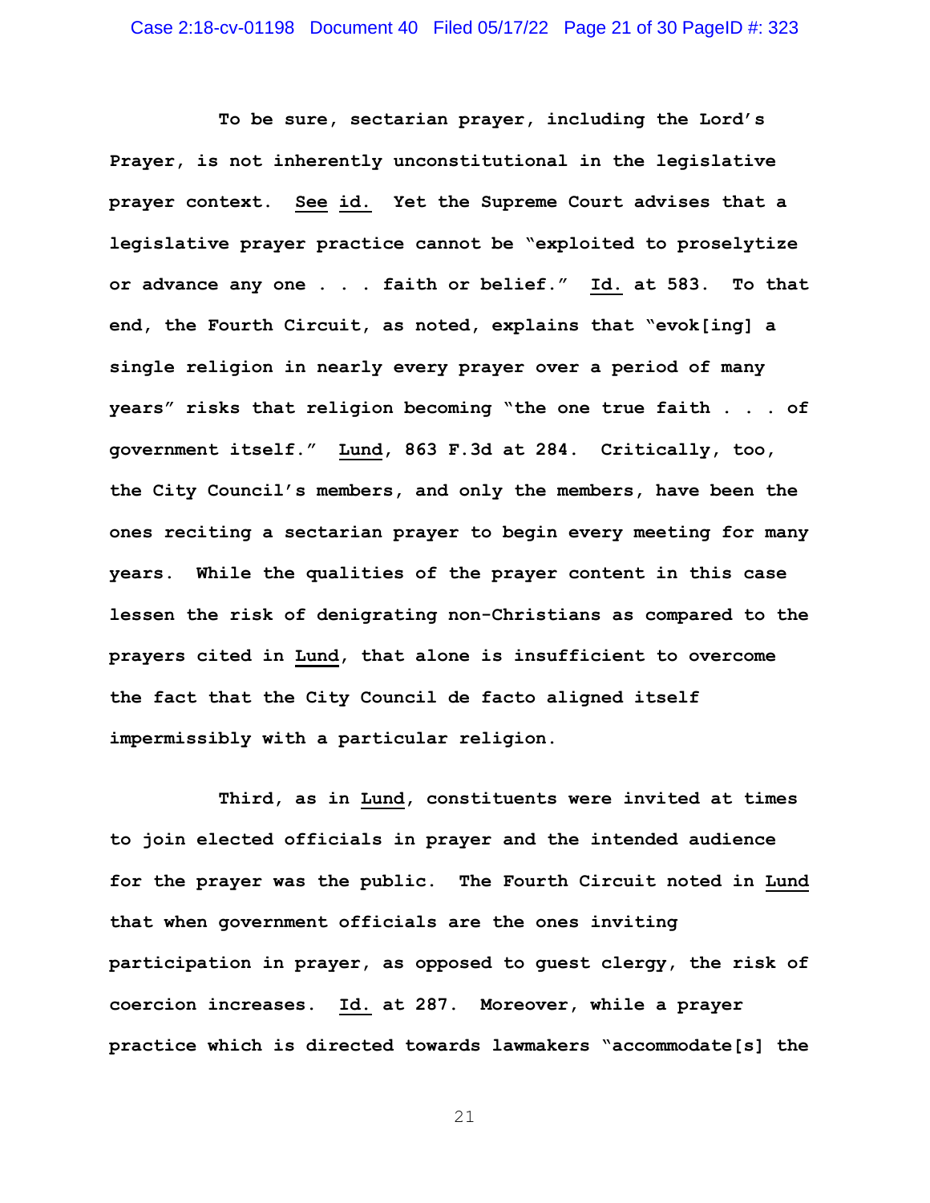**To be sure, sectarian prayer, including the Lord's Prayer, is not inherently unconstitutional in the legislative prayer context. See id. Yet the Supreme Court advises that a legislative prayer practice cannot be "exploited to proselytize or advance any one . . . faith or belief." Id. at 583. To that end, the Fourth Circuit, as noted, explains that "evok[ing] a single religion in nearly every prayer over a period of many years" risks that religion becoming "the one true faith . . . of government itself." Lund, 863 F.3d at 284. Critically, too, the City Council's members, and only the members, have been the ones reciting a sectarian prayer to begin every meeting for many years. While the qualities of the prayer content in this case lessen the risk of denigrating non-Christians as compared to the prayers cited in Lund, that alone is insufficient to overcome the fact that the City Council de facto aligned itself impermissibly with a particular religion.**

**Third, as in Lund, constituents were invited at times to join elected officials in prayer and the intended audience for the prayer was the public. The Fourth Circuit noted in Lund that when government officials are the ones inviting participation in prayer, as opposed to guest clergy, the risk of coercion increases. Id. at 287. Moreover, while a prayer practice which is directed towards lawmakers "accommodate[s] the**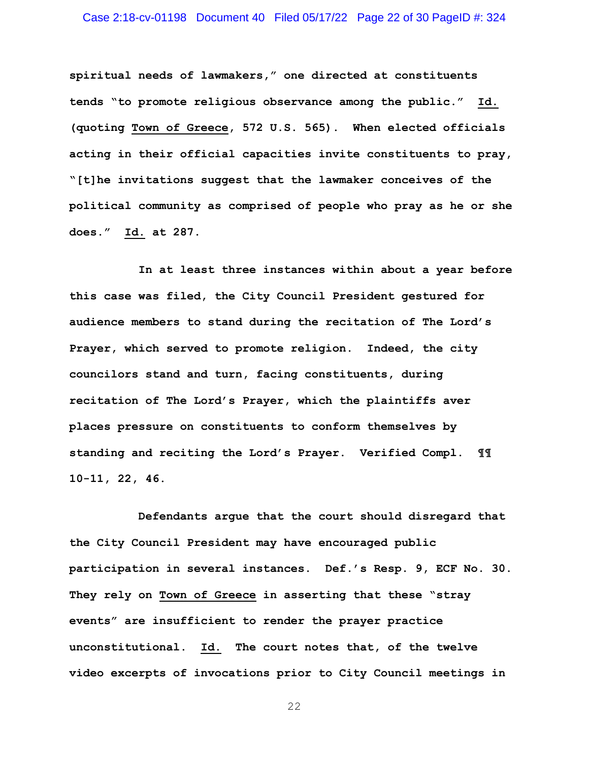spiritual needs of lawmakers," one directed at constituents tends "to promote religious observance among the public." Id. (quoting Town of Greece, 572 U.S. 565). When elected officials acting in their official capacities invite constituents to pray, "[t]he invitations suggest that the lawmaker conceives of the political community as comprised of people who pray as he or she does." Id. at 287.

In at least three instances within about a year before this case was filed, the City Council President gestured for audience members to stand during the recitation of The Lord's Prayer, which served to promote religion. Indeed, the city councilors stand and turn, facing constituents, during recitation of The Lord's Prayer, which the plaintiffs aver places pressure on constituents to conform themselves by standing and reciting the Lord's Prayer. Verified Compl. ¶¶ 10-11, 22, 46.

Defendants argue that the court should disregard that the City Council President may have encouraged public participation in several instances. Def.'s Resp. 9, ECF No. 30. They rely on Town of Greece in asserting that these "stray events" are insufficient to render the prayer practice unconstitutional. Id. The court notes that, of the twelve video excerpts of invocations prior to City Council meetings in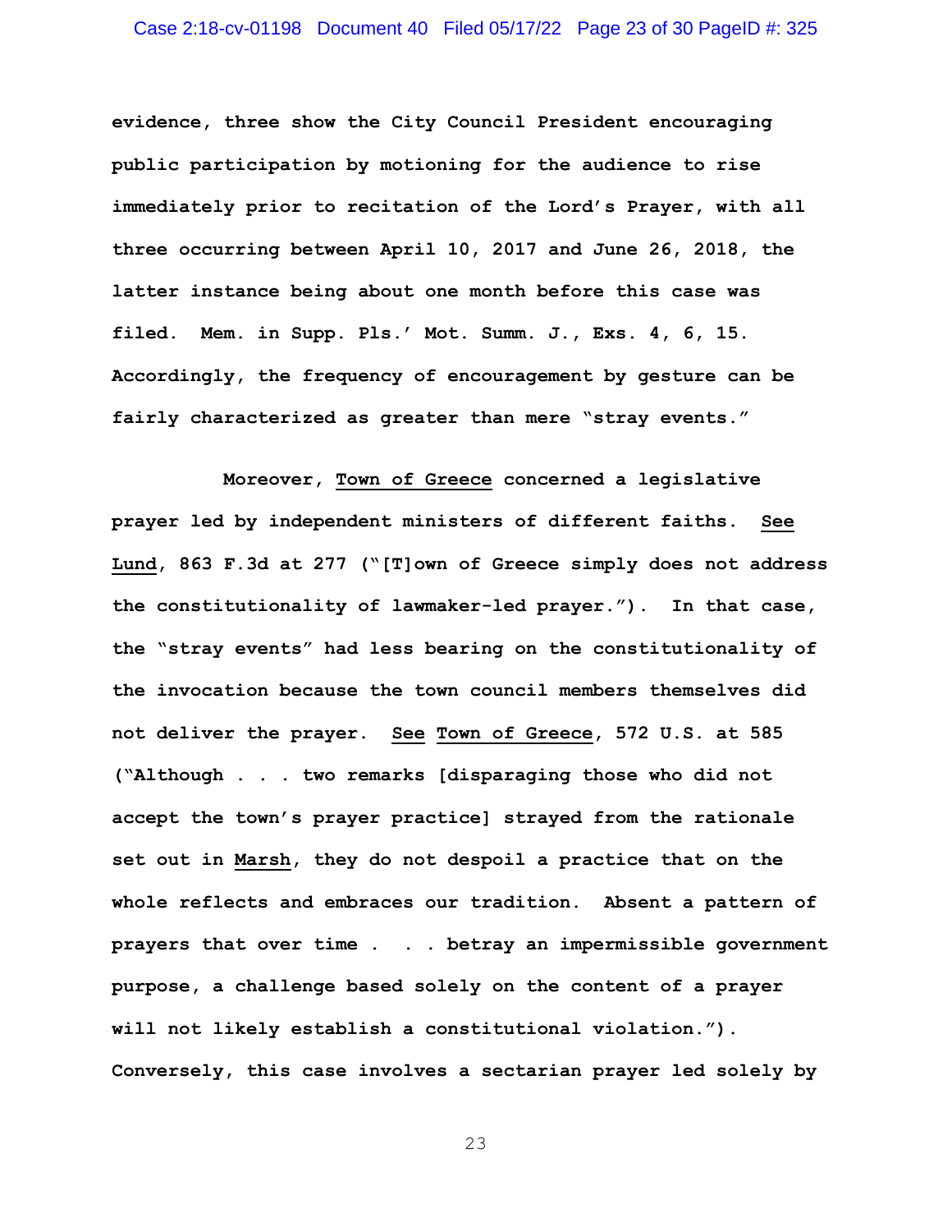evidence, three show the City Council President encouraging public participation by motioning for the audience to rise immediately prior to recitation of the Lord's Prayer, with all three occurring between April 10, 2017 and June 26, 2018, the latter instance being about one month before this case was filed. Mem. in Supp. Pls.' Mot. Summ. J., Exs. 4, 6, 15. Accordingly, the frequency of encouragement by gesture can be fairly characterized as greater than mere "stray events."

Moreover, Town of Greece concerned a legislative prayer led by independent ministers of different faiths. See Lund, 863 F.3d at 277 ("[T]own of Greece simply does not address the constitutionality of lawmaker-led prayer."). In that case, the "stray events" had less bearing on the constitutionality of the invocation because the town council members themselves did not deliver the prayer. See Town of Greece, 572 U.S. at 585 ("Although . . . two remarks [disparaging those who did not accept the town's prayer practice] strayed from the rationale set out in Marsh, they do not despoil a practice that on the whole reflects and embraces our tradition. Absent a pattern of prayers that over time . . . betray an impermissible government purpose, a challenge based solely on the content of a prayer will not likely establish a constitutional violation."). Conversely, this case involves a sectarian prayer led solely by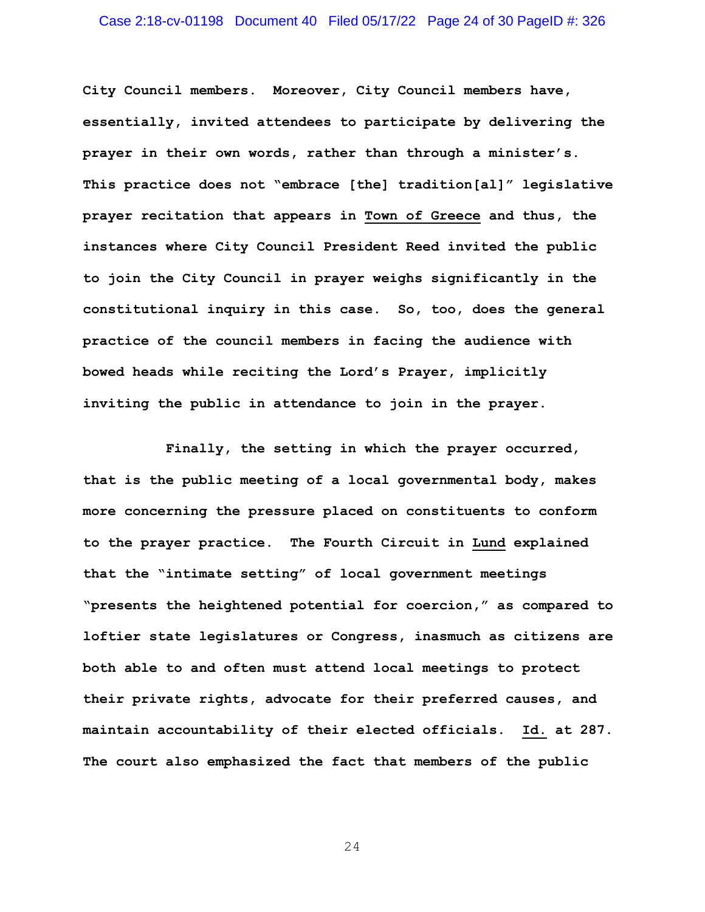**City Council members. Moreover, City Council members have, essentially, invited attendees to participate by delivering the prayer in their own words, rather than through a minister's. This practice does not "embrace [the] tradition[al]" legislative prayer recitation that appears in Town of Greece and thus, the instances where City Council President Reed invited the public to join the City Council in prayer weighs significantly in the constitutional inquiry in this case. So, too, does the general practice of the council members in facing the audience with bowed heads while reciting the Lord's Prayer, implicitly inviting the public in attendance to join in the prayer.**

**Finally, the setting in which the prayer occurred, that is the public meeting of a local governmental body, makes more concerning the pressure placed on constituents to conform to the prayer practice. The Fourth Circuit in Lund explained that the "intimate setting" of local government meetings "presents the heightened potential for coercion," as compared to loftier state legislatures or Congress, inasmuch as citizens are both able to and often must attend local meetings to protect their private rights, advocate for their preferred causes, and maintain accountability of their elected officials. Id. at 287. The court also emphasized the fact that members of the public**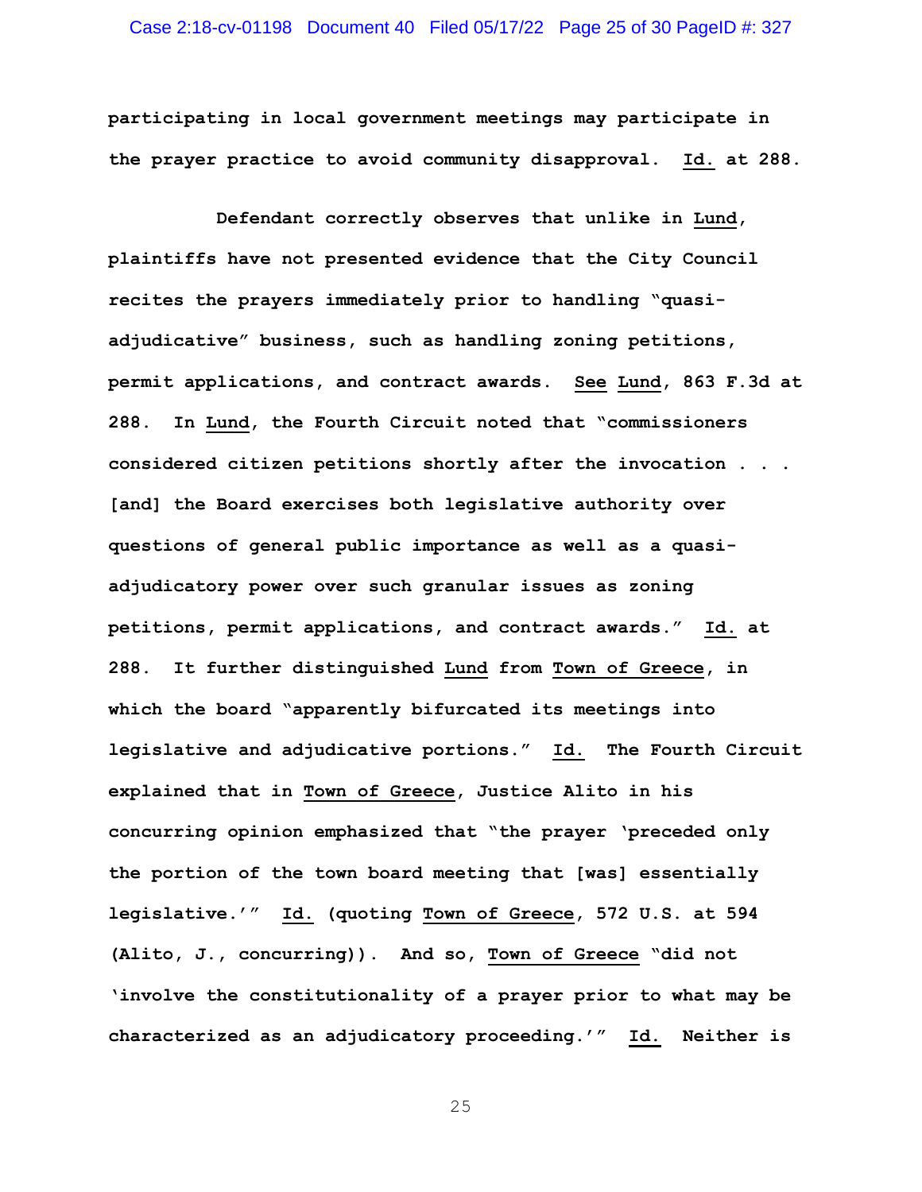participating in local government meetings may participate in the prayer practice to avoid community disapproval. Id. at 288.

Defendant correctly observes that unlike in Lund, plaintiffs have not presented evidence that the City Council recites the prayers immediately prior to handling "quasi-adjudicative" business, such as handling zoning petitions, permit applications, and contract awards. See Lund, 863 F.3d at 288. In Lund, the Fourth Circuit noted that "commissioners considered citizen petitions shortly after the invocation . . . [and] the Board exercises both legislative authority over questions of general public importance as well as a quasi-adjudicatory power over such granular issues as zoning petitions, permit applications, and contract awards." Id. at 288. It further distinguished Lund from Town of Greece, in which the board "apparently bifurcated its meetings into legislative and adjudicative portions." Id. The Fourth Circuit explained that in Town of Greece, Justice Alito in his concurring opinion emphasized that "the prayer 'preceded only the portion of the town board meeting that [was] essentially legislative.'" Id. (quoting Town of Greece, 572 U.S. at 594 (Alito, J., concurring)). And so, Town of Greece "did not 'involve the constitutionality of a prayer prior to what may be characterized as an adjudicatory proceeding.'" Id. Neither is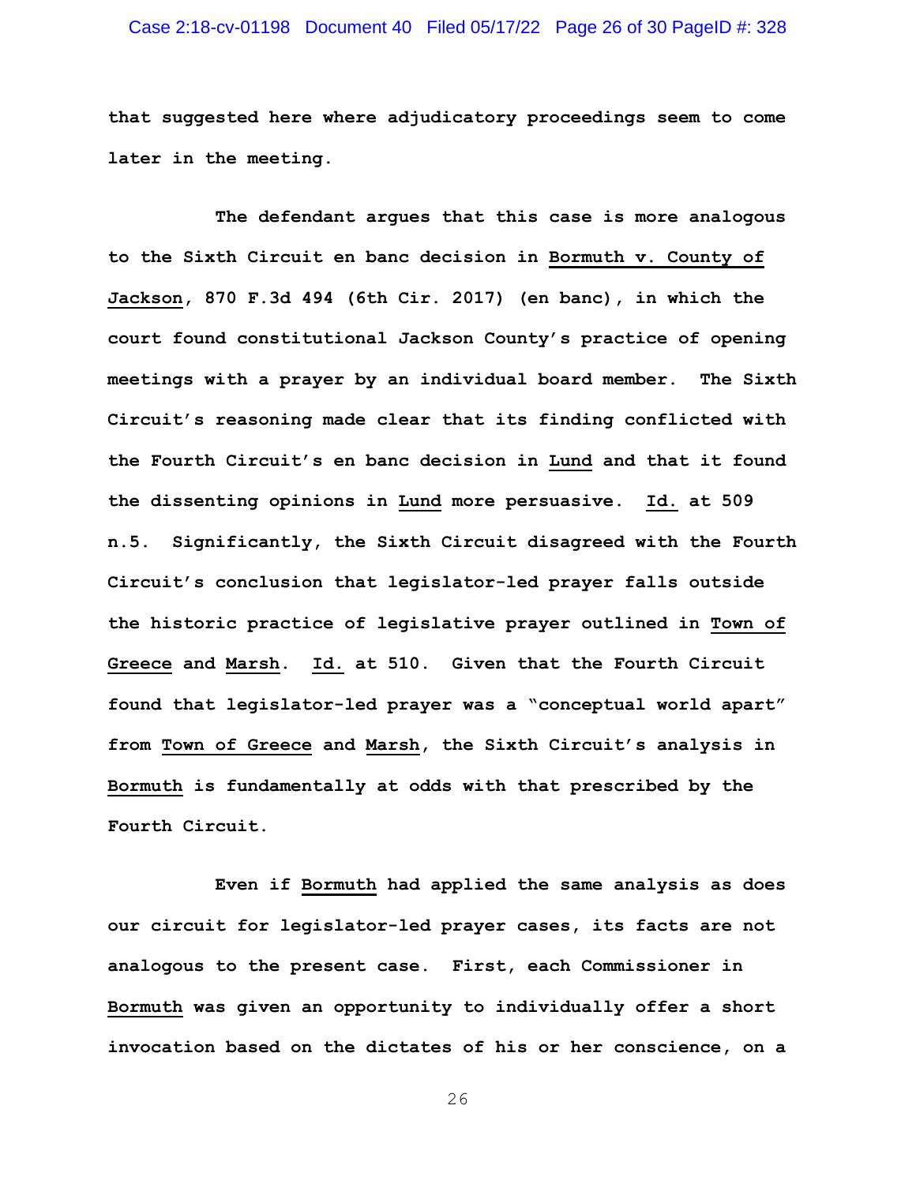that suggested here where adjudicatory proceedings seem to come later in the meeting.

The defendant argues that this case is more analogous to the Sixth Circuit en banc decision in Bormuth v. County of Jackson, 870 F.3d 494 (6th Cir. 2017) (en banc), in which the court found constitutional Jackson County's practice of opening meetings with a prayer by an individual board member. The Sixth Circuit's reasoning made clear that its finding conflicted with the Fourth Circuit's en banc decision in Lund and that it found the dissenting opinions in Lund more persuasive. Id. at 509 n.5. Significantly, the Sixth Circuit disagreed with the Fourth Circuit's conclusion that legislator-led prayer falls outside the historic practice of legislative prayer outlined in Town of Greece and Marsh. Id. at 510. Given that the Fourth Circuit found that legislator-led prayer was a "conceptual world apart" from Town of Greece and Marsh, the Sixth Circuit's analysis in Bormuth is fundamentally at odds with that prescribed by the Fourth Circuit.

Even if Bormuth had applied the same analysis as does our circuit for legislator-led prayer cases, its facts are not analogous to the present case. First, each Commissioner in Bormuth was given an opportunity to individually offer a short invocation based on the dictates of his or her conscience, on a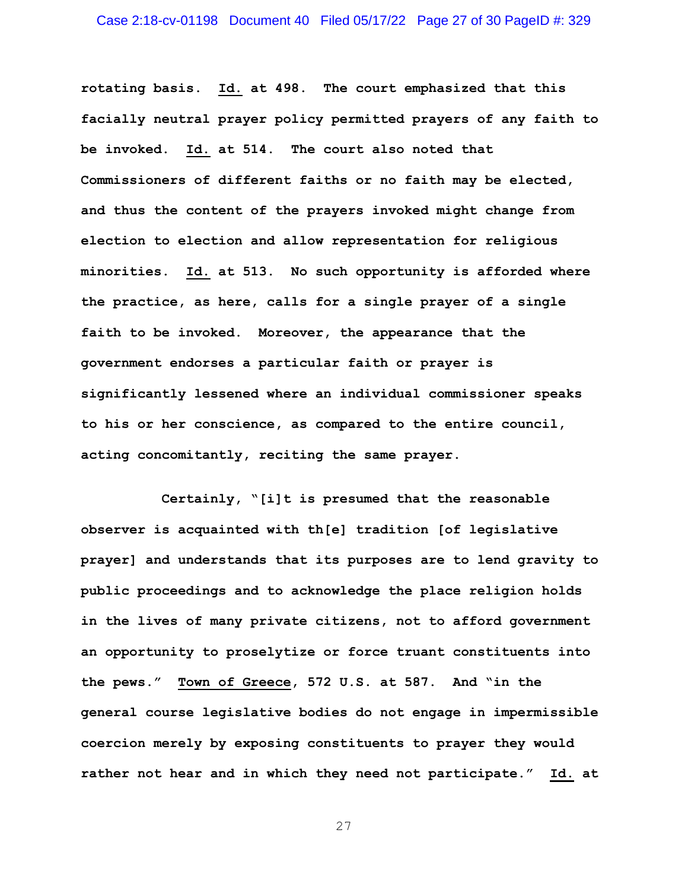rotating basis. Id. at 498. The court emphasized that this facially neutral prayer policy permitted prayers of any faith to be invoked. Id. at 514. The court also noted that Commissioners of different faiths or no faith may be elected, and thus the content of the prayers invoked might change from election to election and allow representation for religious minorities. Id. at 513. No such opportunity is afforded where the practice, as here, calls for a single prayer of a single faith to be invoked. Moreover, the appearance that the government endorses a particular faith or prayer is significantly lessened where an individual commissioner speaks to his or her conscience, as compared to the entire council, acting concomitantly, reciting the same prayer.

Certainly, "[i]t is presumed that the reasonable observer is acquainted with th[e] tradition [of legislative prayer] and understands that its purposes are to lend gravity to public proceedings and to acknowledge the place religion holds in the lives of many private citizens, not to afford government an opportunity to proselytize or force truant constituents into the pews." Town of Greece, 572 U.S. at 587. And "in the general course legislative bodies do not engage in impermissible coercion merely by exposing constituents to prayer they would rather not hear and in which they need not participate." Id. at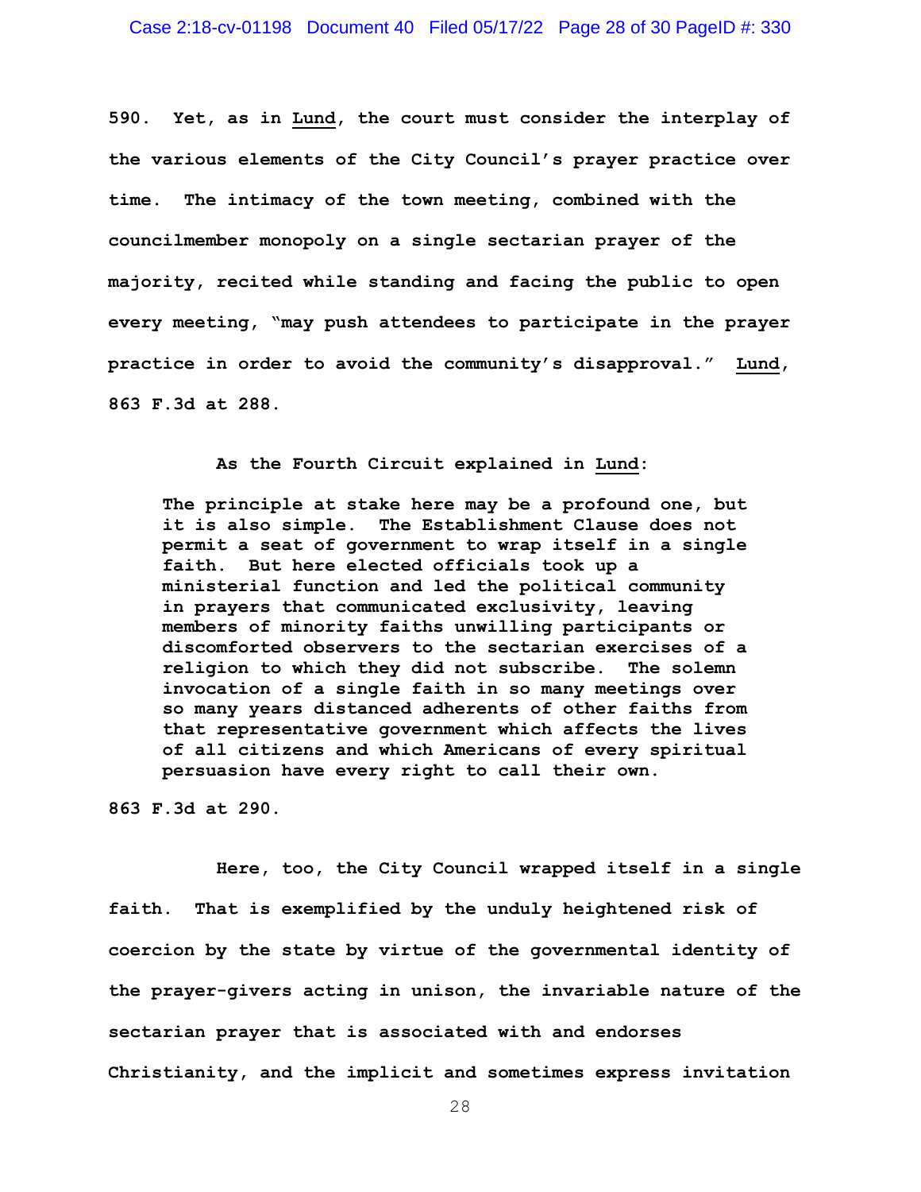**590. Yet, as in Lund, the court must consider the interplay of the various elements of the City Council's prayer practice over time. The intimacy of the town meeting, combined with the councilmember monopoly on a single sectarian prayer of the majority, recited while standing and facing the public to open every meeting, "may push attendees to participate in the prayer practice in order to avoid the community's disapproval." Lund, 863 F.3d at 288.**

**As the Fourth Circuit explained in Lund:**

> **The principle at stake here may be a profound one, but it is also simple. The Establishment Clause does not permit a seat of government to wrap itself in a single faith. But here elected officials took up a ministerial function and led the political community in prayers that communicated exclusivity, leaving members of minority faiths unwilling participants or discomforted observers to the sectarian exercises of a religion to which they did not subscribe. The solemn invocation of a single faith in so many meetings over so many years distanced adherents of other faiths from that representative government which affects the lives of all citizens and which Americans of every spiritual persuasion have every right to call their own.**

**863 F.3d at 290.**

**Here, too, the City Council wrapped itself in a single faith. That is exemplified by the unduly heightened risk of coercion by the state by virtue of the governmental identity of the prayer-givers acting in unison, the invariable nature of the sectarian prayer that is associated with and endorses Christianity, and the implicit and sometimes express invitation**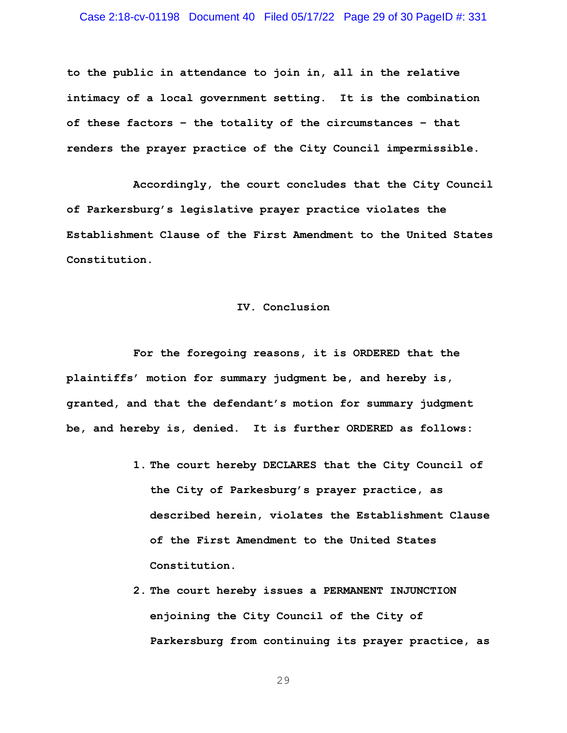to the public in attendance to join in, all in the relative intimacy of a local government setting. It is the combination of these factors – the totality of the circumstances – that renders the prayer practice of the City Council impermissible.

Accordingly, the court concludes that the City Council of Parkersburg's legislative prayer practice violates the Establishment Clause of the First Amendment to the United States Constitution.

## IV. Conclusion

For the foregoing reasons, it is ORDERED that the plaintiffs' motion for summary judgment be, and hereby is, granted, and that the defendant's motion for summary judgment be, and hereby is, denied. It is further ORDERED as follows:

1. The court hereby DECLARES that the City Council of the City of Parkesburg's prayer practice, as described herein, violates the Establishment Clause of the First Amendment to the United States Constitution.
2. The court hereby issues a PERMANENT INJUNCTION enjoining the City Council of the City of Parkersburg from continuing its prayer practice, as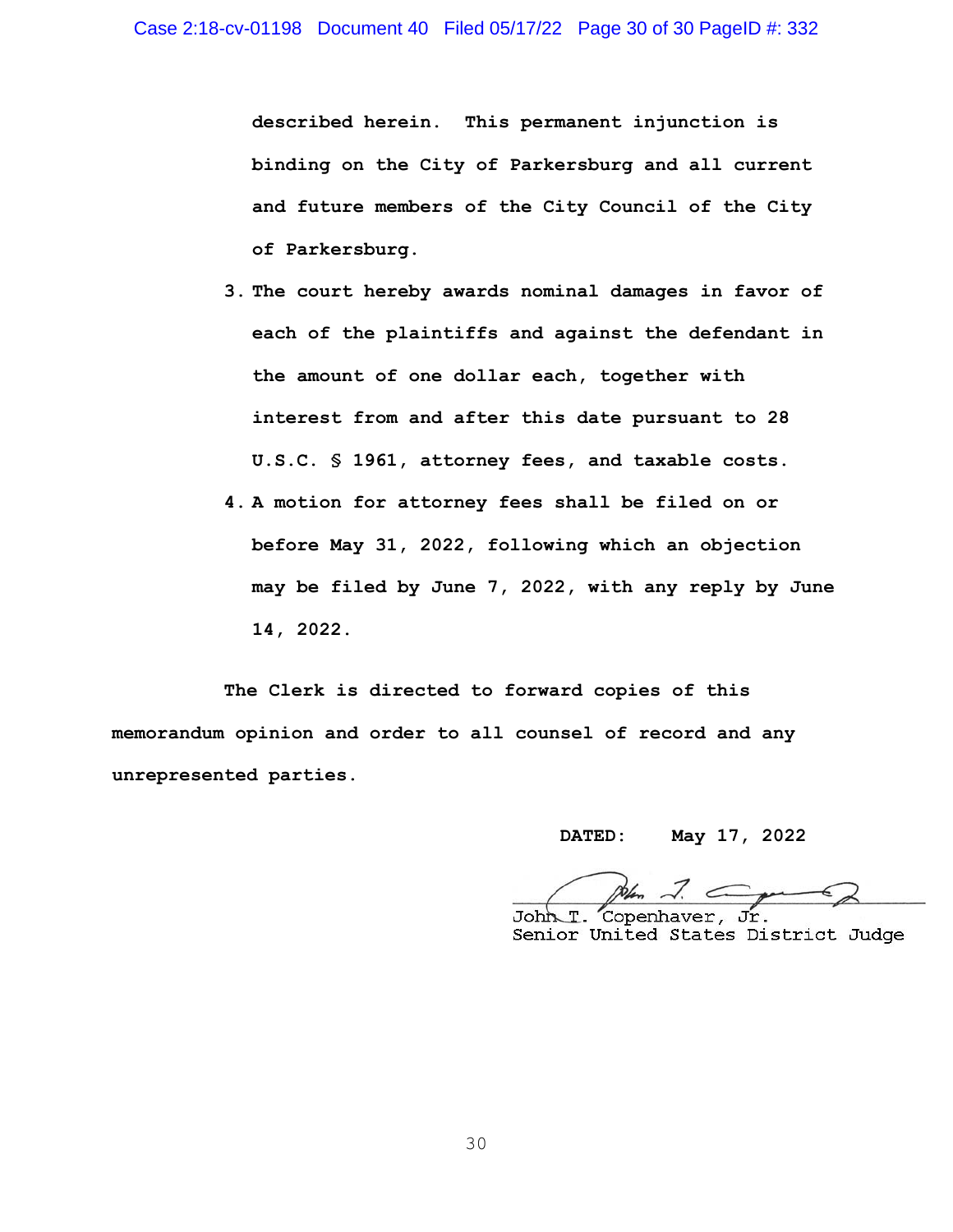described herein. This permanent injunction is binding on the City of Parkersburg and all current and future members of the City Council of the City of Parkersburg.

3. The court hereby awards nominal damages in favor of each of the plaintiffs and against the defendant in the amount of one dollar each, together with interest from and after this date pursuant to 28 U.S.C. § 1961, attorney fees, and taxable costs.
4. A motion for attorney fees shall be filed on or before May 31, 2022, following which an objection may be filed by June 7, 2022, with any reply by June 14, 2022.

The Clerk is directed to forward copies of this memorandum opinion and order to all counsel of record and any unrepresented parties.

DATED: May 17, 2022

John T. Copenhaver, Jr.
Senior United States District Judge